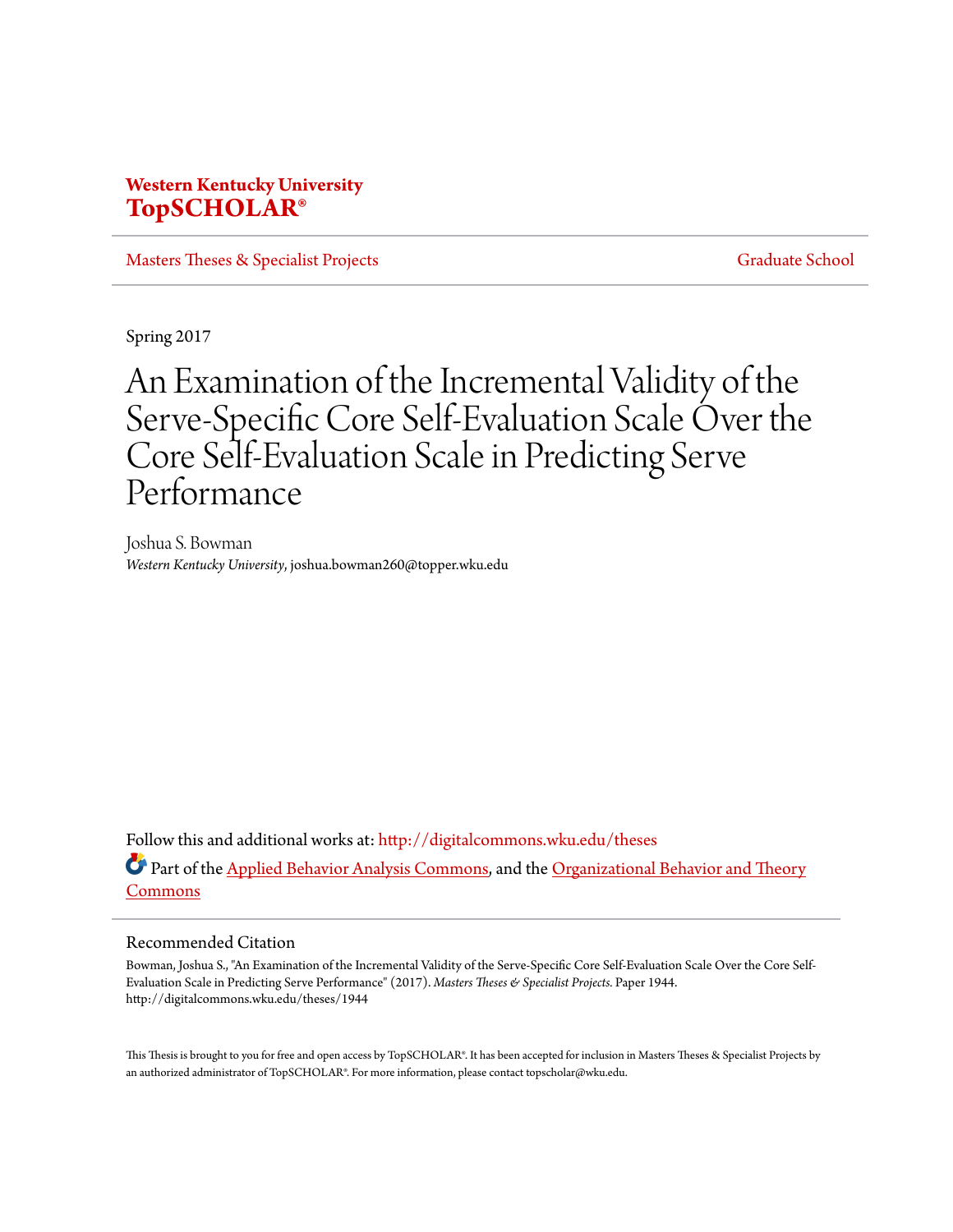# Western Kentucky University
# TopSCHOLAR®

Masters Theses & Specialist Projects | Graduate School

Spring 2017

# An Examination of the Incremental Validity of the Serve-Specific Core Self-Evaluation Scale Over the Core Self-Evaluation Scale in Predicting Serve Performance

Joshua S. Bowman
*Western Kentucky University*, joshua.bowman260@topper.wku.edu

Follow this and additional works at: http://digitalcommons.wku.edu/theses

Part of the Applied Behavior Analysis Commons, and the Organizational Behavior and Theory Commons

## Recommended Citation

Bowman, Joshua S., "An Examination of the Incremental Validity of the Serve-Specific Core Self-Evaluation Scale Over the Core Self-Evaluation Scale in Predicting Serve Performance" (2017). *Masters Theses & Specialist Projects.* Paper 1944.
http://digitalcommons.wku.edu/theses/1944

This Thesis is brought to you for free and open access by TopSCHOLAR®. It has been accepted for inclusion in Masters Theses & Specialist Projects by an authorized administrator of TopSCHOLAR®. For more information, please contact topscholar@wku.edu.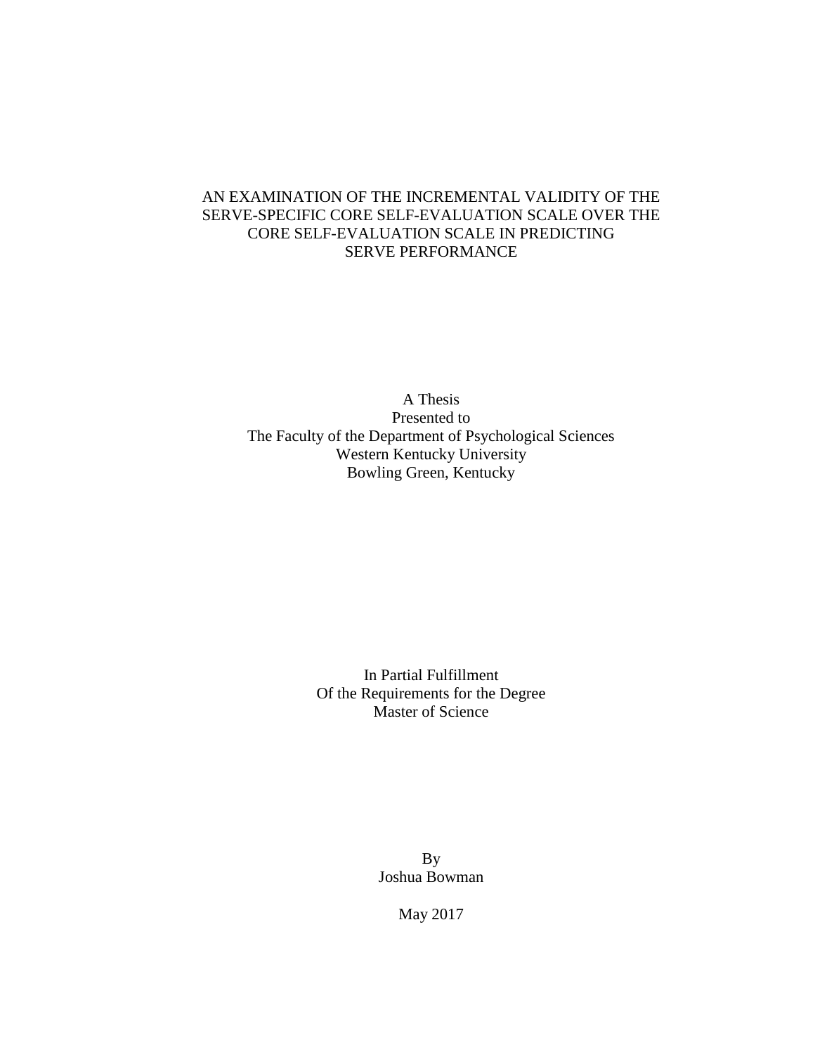# AN EXAMINATION OF THE INCREMENTAL VALIDITY OF THE SERVE-SPECIFIC CORE SELF-EVALUATION SCALE OVER THE CORE SELF-EVALUATION SCALE IN PREDICTING SERVE PERFORMANCE

A Thesis
Presented to
The Faculty of the Department of Psychological Sciences
Western Kentucky University
Bowling Green, Kentucky

In Partial Fulfillment
Of the Requirements for the Degree
Master of Science

By
Joshua Bowman

May 2017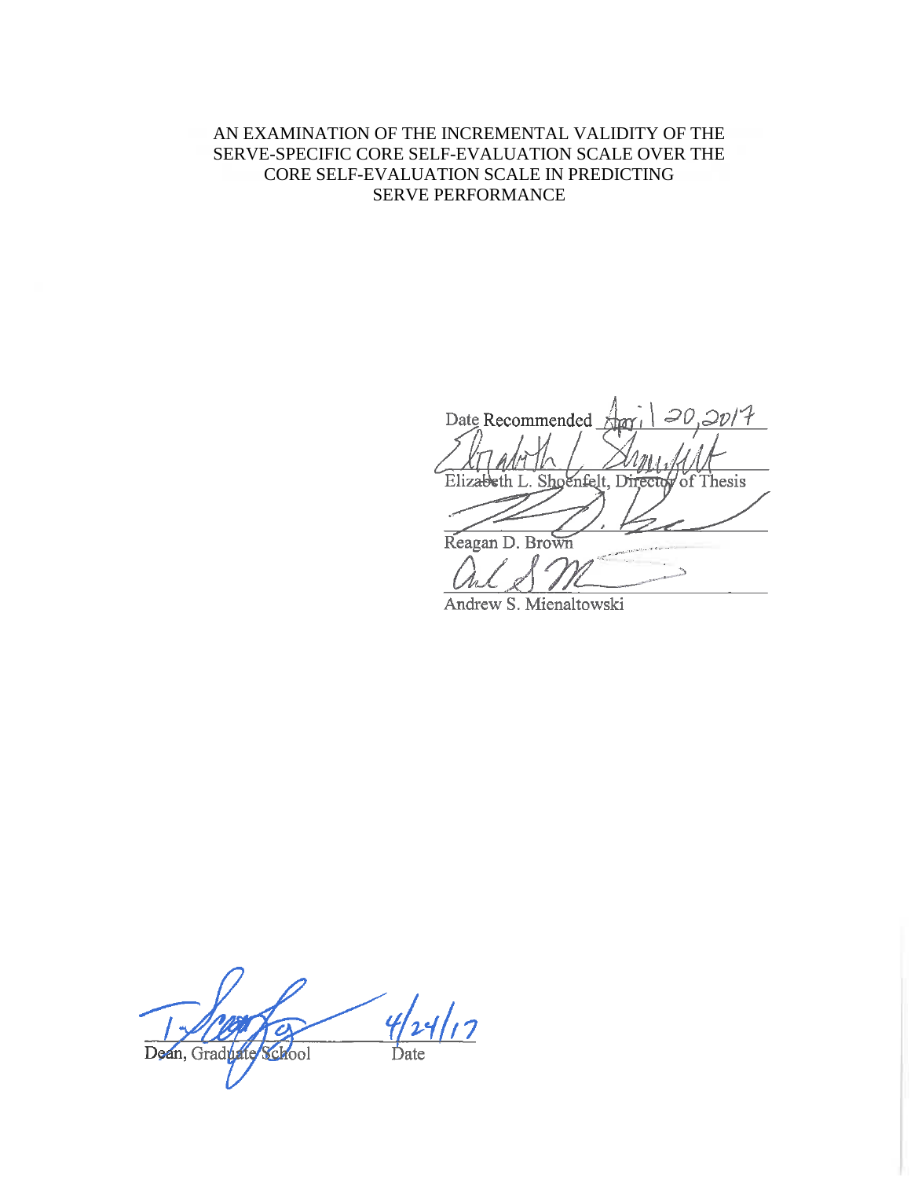AN EXAMINATION OF THE INCREMENTAL VALIDITY OF THE SERVE-SPECIFIC CORE SELF-EVALUATION SCALE OVER THE CORE SELF-EVALUATION SCALE IN PREDICTING SERVE PERFORMANCE

Date Recommended April 20, 2017

Elizabeth L. Shoenfelt, Director of Thesis

Reagan D. Brown

Andrew S. Mienaltowski

Dean, Graduate School

Date 4/24/17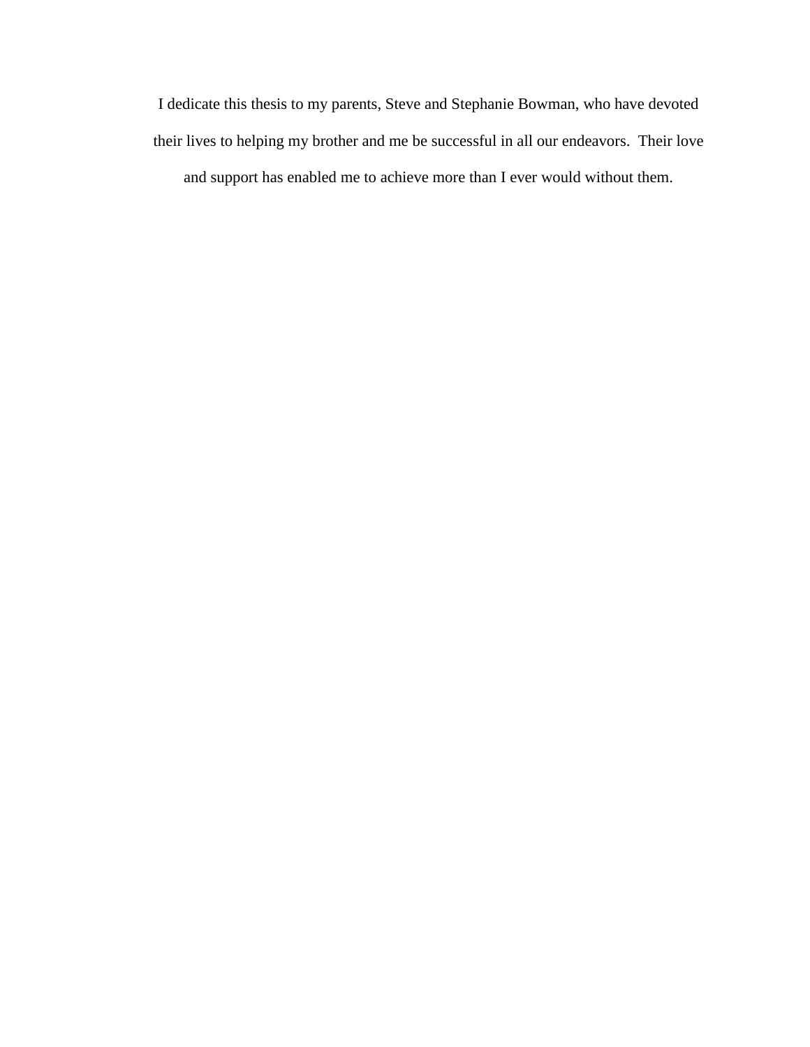I dedicate this thesis to my parents, Steve and Stephanie Bowman, who have devoted their lives to helping my brother and me be successful in all our endeavors.  Their love and support has enabled me to achieve more than I ever would without them.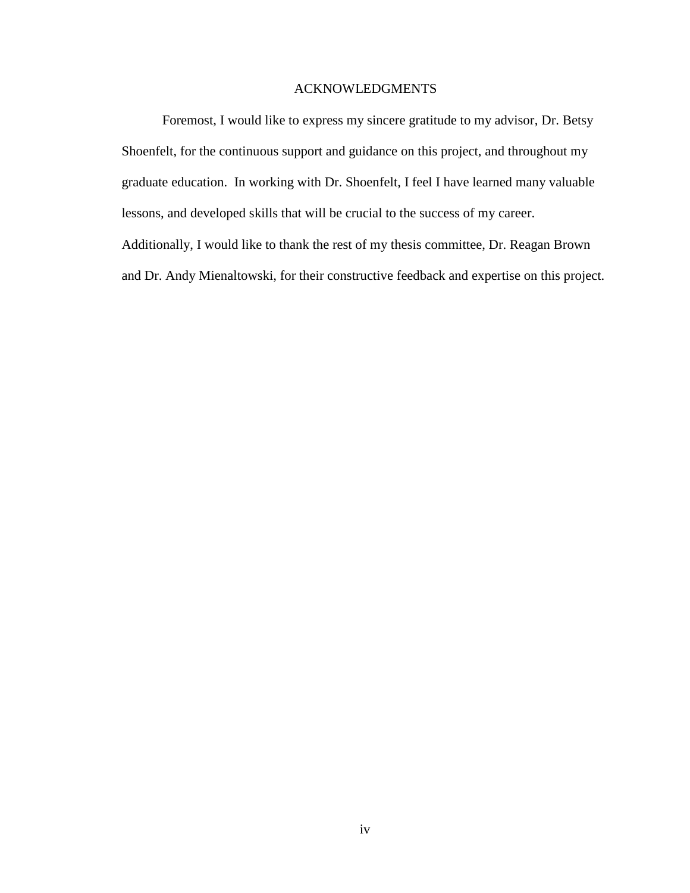# ACKNOWLEDGMENTS

Foremost, I would like to express my sincere gratitude to my advisor, Dr. Betsy Shoenfelt, for the continuous support and guidance on this project, and throughout my graduate education. In working with Dr. Shoenfelt, I feel I have learned many valuable lessons, and developed skills that will be crucial to the success of my career. Additionally, I would like to thank the rest of my thesis committee, Dr. Reagan Brown and Dr. Andy Mienaltowski, for their constructive feedback and expertise on this project.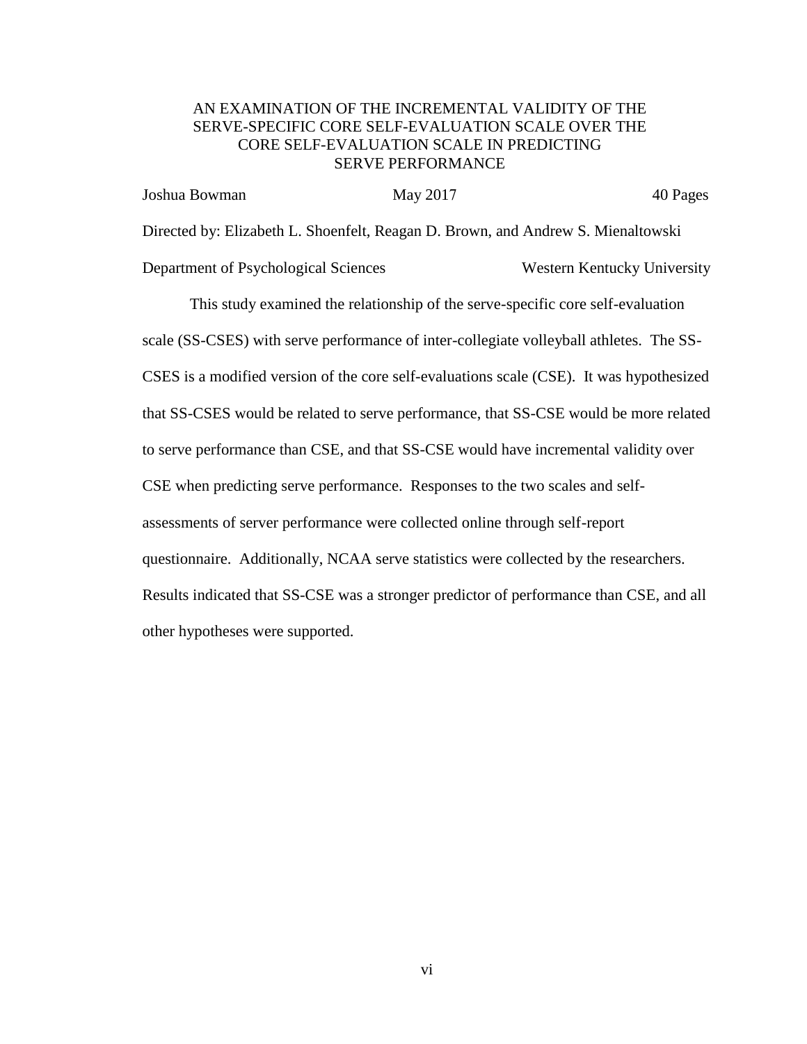AN EXAMINATION OF THE INCREMENTAL VALIDITY OF THE SERVE-SPECIFIC CORE SELF-EVALUATION SCALE OVER THE CORE SELF-EVALUATION SCALE IN PREDICTING SERVE PERFORMANCE

Joshua Bowman May 2017 40 Pages

Directed by: Elizabeth L. Shoenfelt, Reagan D. Brown, and Andrew S. Mienaltowski

Department of Psychological Sciences Western Kentucky University

This study examined the relationship of the serve-specific core self-evaluation scale (SS-CSES) with serve performance of inter-collegiate volleyball athletes. The SS-CSES is a modified version of the core self-evaluations scale (CSE). It was hypothesized that SS-CSES would be related to serve performance, that SS-CSE would be more related to serve performance than CSE, and that SS-CSE would have incremental validity over CSE when predicting serve performance. Responses to the two scales and self-assessments of server performance were collected online through self-report questionnaire. Additionally, NCAA serve statistics were collected by the researchers. Results indicated that SS-CSE was a stronger predictor of performance than CSE, and all other hypotheses were supported.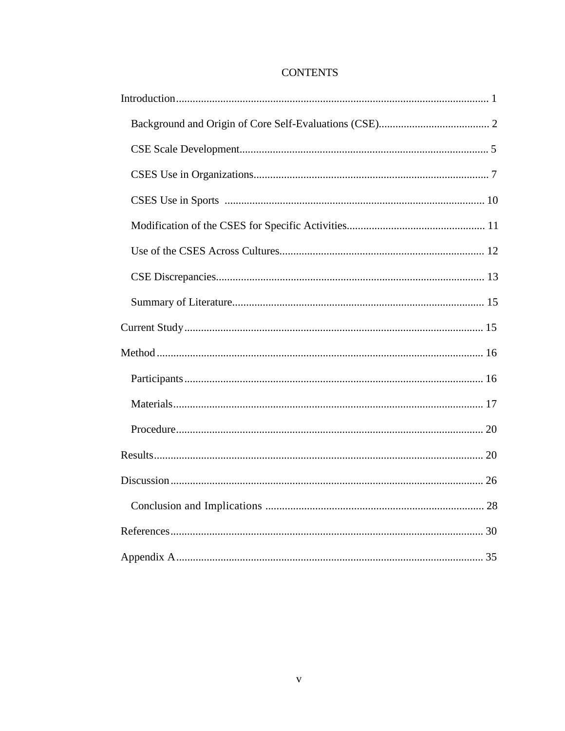# CONTENTS

Introduction ........................................................................................................ 1

- Background and Origin of Core Self-Evaluations (CSE) ........................................ 2
- CSE Scale Development ......................................................................................... 5
- CSES Use in Organizations .................................................................................... 7
- CSES Use in Sports ............................................................................................. 10
- Modification of the CSES for Specific Activities ................................................. 11
- Use of the CSES Across Cultures ......................................................................... 12
- CSE Discrepancies ................................................................................................ 13
- Summary of Literature .......................................................................................... 15

Current Study ...................................................................................................... 15

Method ................................................................................................................ 16

- Participants ........................................................................................................... 16
- Materials ............................................................................................................... 17
- Procedure .............................................................................................................. 20

Results ................................................................................................................. 20

Discussion ........................................................................................................... 26

- Conclusion and Implications ............................................................................... 28

References ........................................................................................................... 30

Appendix A ......................................................................................................... 35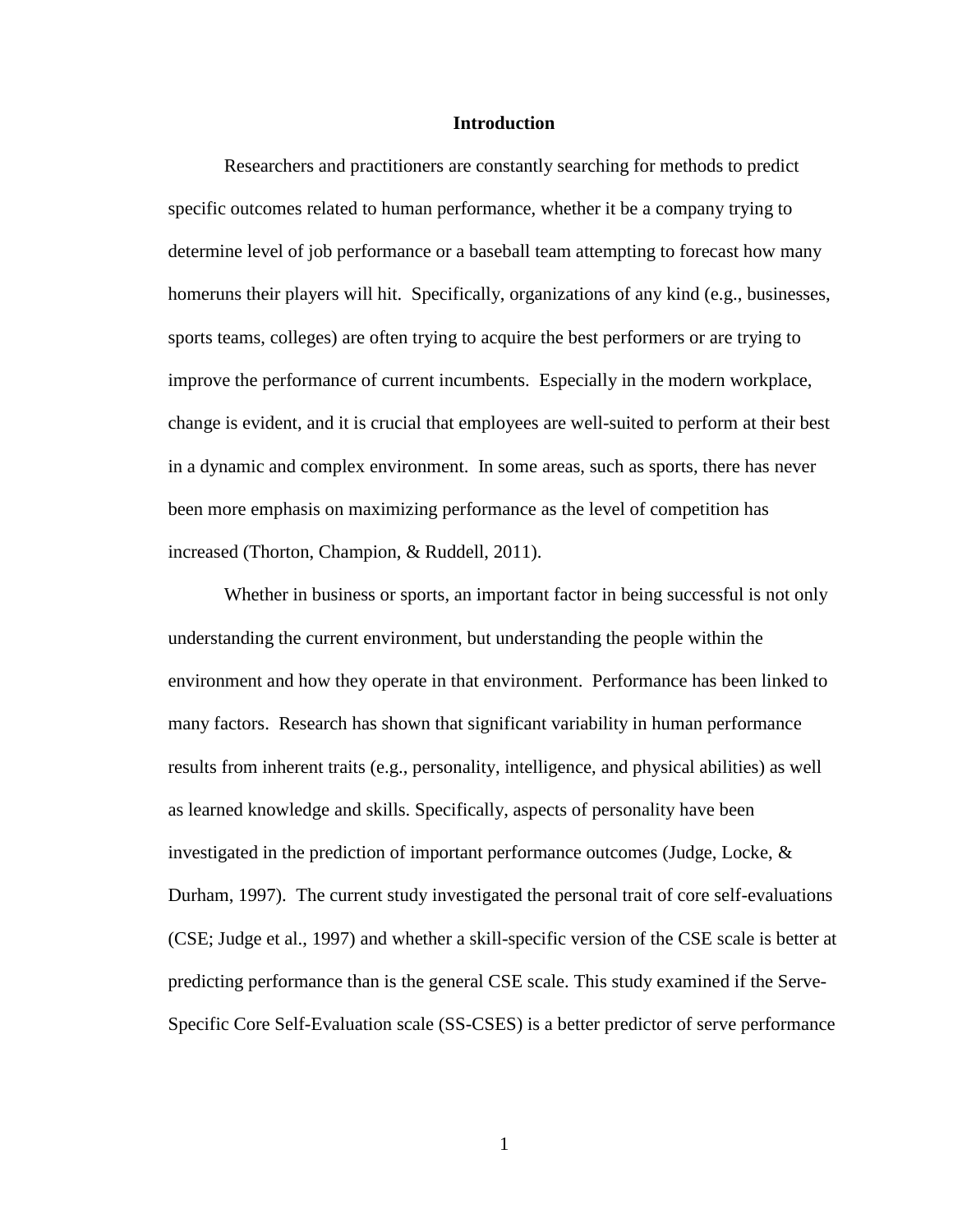# Introduction

Researchers and practitioners are constantly searching for methods to predict specific outcomes related to human performance, whether it be a company trying to determine level of job performance or a baseball team attempting to forecast how many homeruns their players will hit. Specifically, organizations of any kind (e.g., businesses, sports teams, colleges) are often trying to acquire the best performers or are trying to improve the performance of current incumbents. Especially in the modern workplace, change is evident, and it is crucial that employees are well-suited to perform at their best in a dynamic and complex environment. In some areas, such as sports, there has never been more emphasis on maximizing performance as the level of competition has increased (Thorton, Champion, & Ruddell, 2011).

Whether in business or sports, an important factor in being successful is not only understanding the current environment, but understanding the people within the environment and how they operate in that environment. Performance has been linked to many factors. Research has shown that significant variability in human performance results from inherent traits (e.g., personality, intelligence, and physical abilities) as well as learned knowledge and skills. Specifically, aspects of personality have been investigated in the prediction of important performance outcomes (Judge, Locke, & Durham, 1997). The current study investigated the personal trait of core self-evaluations (CSE; Judge et al., 1997) and whether a skill-specific version of the CSE scale is better at predicting performance than is the general CSE scale. This study examined if the Serve-Specific Core Self-Evaluation scale (SS-CSES) is a better predictor of serve performance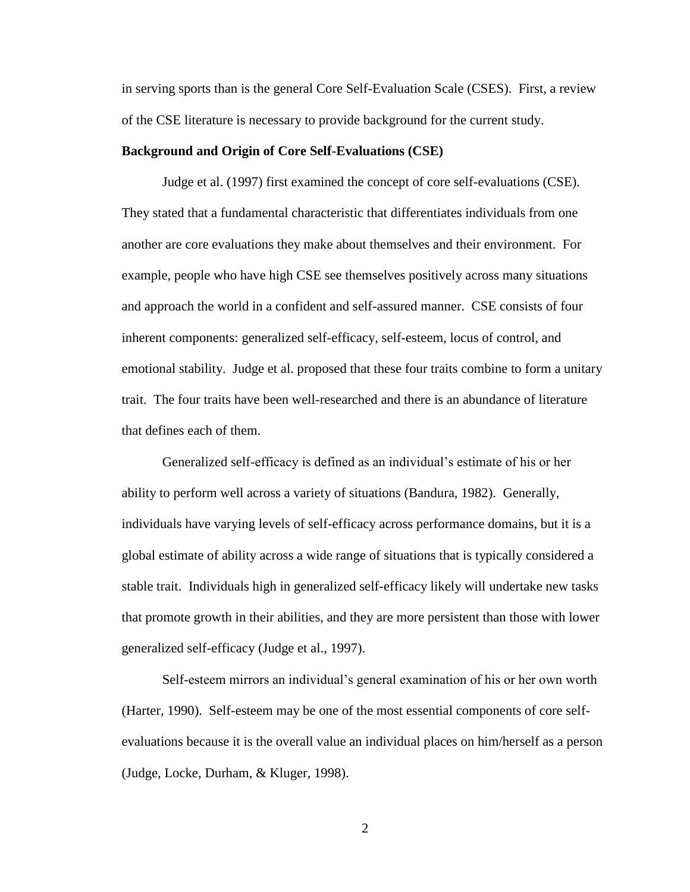in serving sports than is the general Core Self-Evaluation Scale (CSES). First, a review of the CSE literature is necessary to provide background for the current study.

**Background and Origin of Core Self-Evaluations (CSE)**

Judge et al. (1997) first examined the concept of core self-evaluations (CSE). They stated that a fundamental characteristic that differentiates individuals from one another are core evaluations they make about themselves and their environment. For example, people who have high CSE see themselves positively across many situations and approach the world in a confident and self-assured manner. CSE consists of four inherent components: generalized self-efficacy, self-esteem, locus of control, and emotional stability. Judge et al. proposed that these four traits combine to form a unitary trait. The four traits have been well-researched and there is an abundance of literature that defines each of them.

Generalized self-efficacy is defined as an individual's estimate of his or her ability to perform well across a variety of situations (Bandura, 1982). Generally, individuals have varying levels of self-efficacy across performance domains, but it is a global estimate of ability across a wide range of situations that is typically considered a stable trait. Individuals high in generalized self-efficacy likely will undertake new tasks that promote growth in their abilities, and they are more persistent than those with lower generalized self-efficacy (Judge et al., 1997).

Self-esteem mirrors an individual's general examination of his or her own worth (Harter, 1990). Self-esteem may be one of the most essential components of core self-evaluations because it is the overall value an individual places on him/herself as a person (Judge, Locke, Durham, & Kluger, 1998).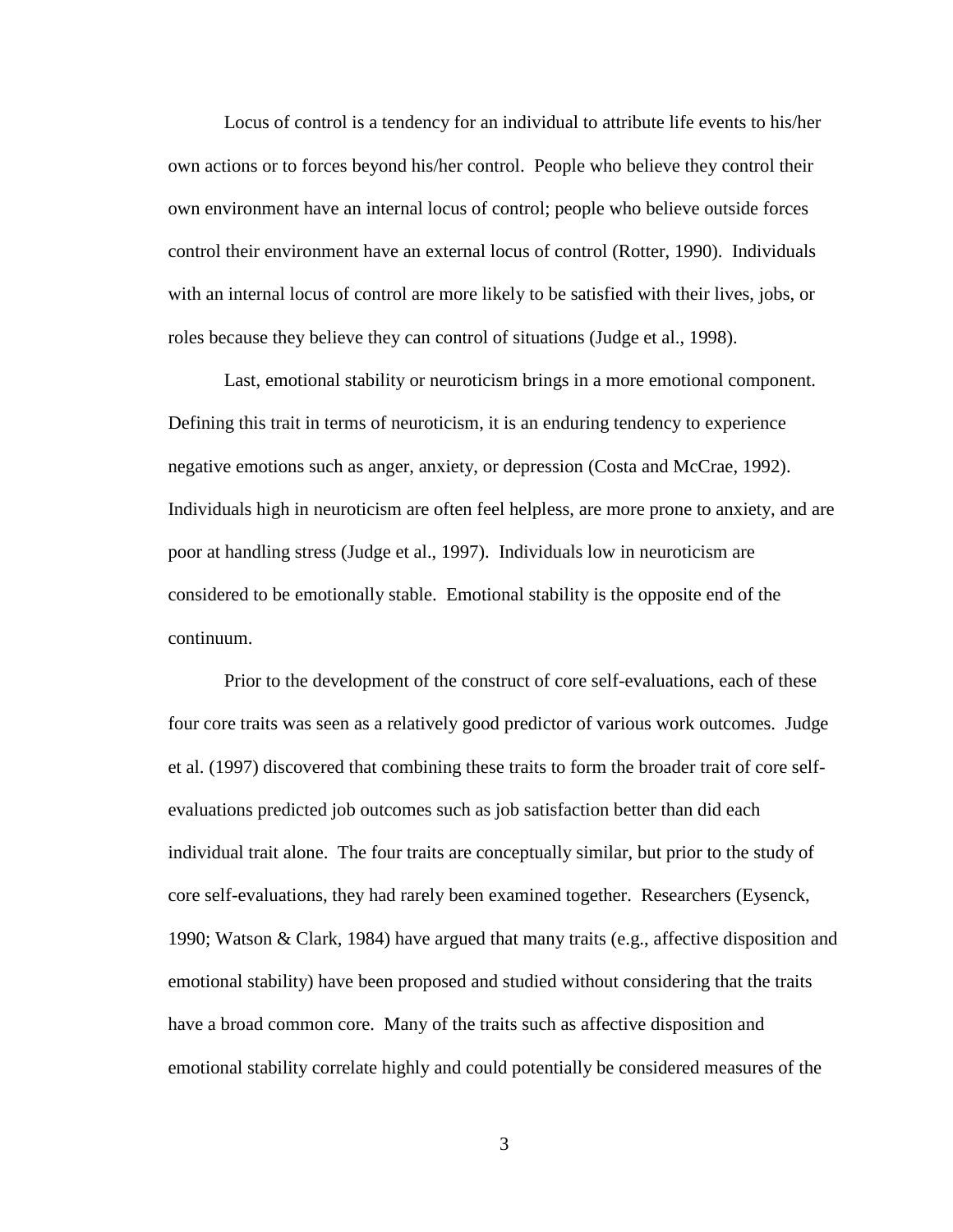Locus of control is a tendency for an individual to attribute life events to his/her own actions or to forces beyond his/her control. People who believe they control their own environment have an internal locus of control; people who believe outside forces control their environment have an external locus of control (Rotter, 1990). Individuals with an internal locus of control are more likely to be satisfied with their lives, jobs, or roles because they believe they can control of situations (Judge et al., 1998).

Last, emotional stability or neuroticism brings in a more emotional component. Defining this trait in terms of neuroticism, it is an enduring tendency to experience negative emotions such as anger, anxiety, or depression (Costa and McCrae, 1992). Individuals high in neuroticism are often feel helpless, are more prone to anxiety, and are poor at handling stress (Judge et al., 1997). Individuals low in neuroticism are considered to be emotionally stable. Emotional stability is the opposite end of the continuum.

Prior to the development of the construct of core self-evaluations, each of these four core traits was seen as a relatively good predictor of various work outcomes. Judge et al. (1997) discovered that combining these traits to form the broader trait of core self-evaluations predicted job outcomes such as job satisfaction better than did each individual trait alone. The four traits are conceptually similar, but prior to the study of core self-evaluations, they had rarely been examined together. Researchers (Eysenck, 1990; Watson & Clark, 1984) have argued that many traits (e.g., affective disposition and emotional stability) have been proposed and studied without considering that the traits have a broad common core. Many of the traits such as affective disposition and emotional stability correlate highly and could potentially be considered measures of the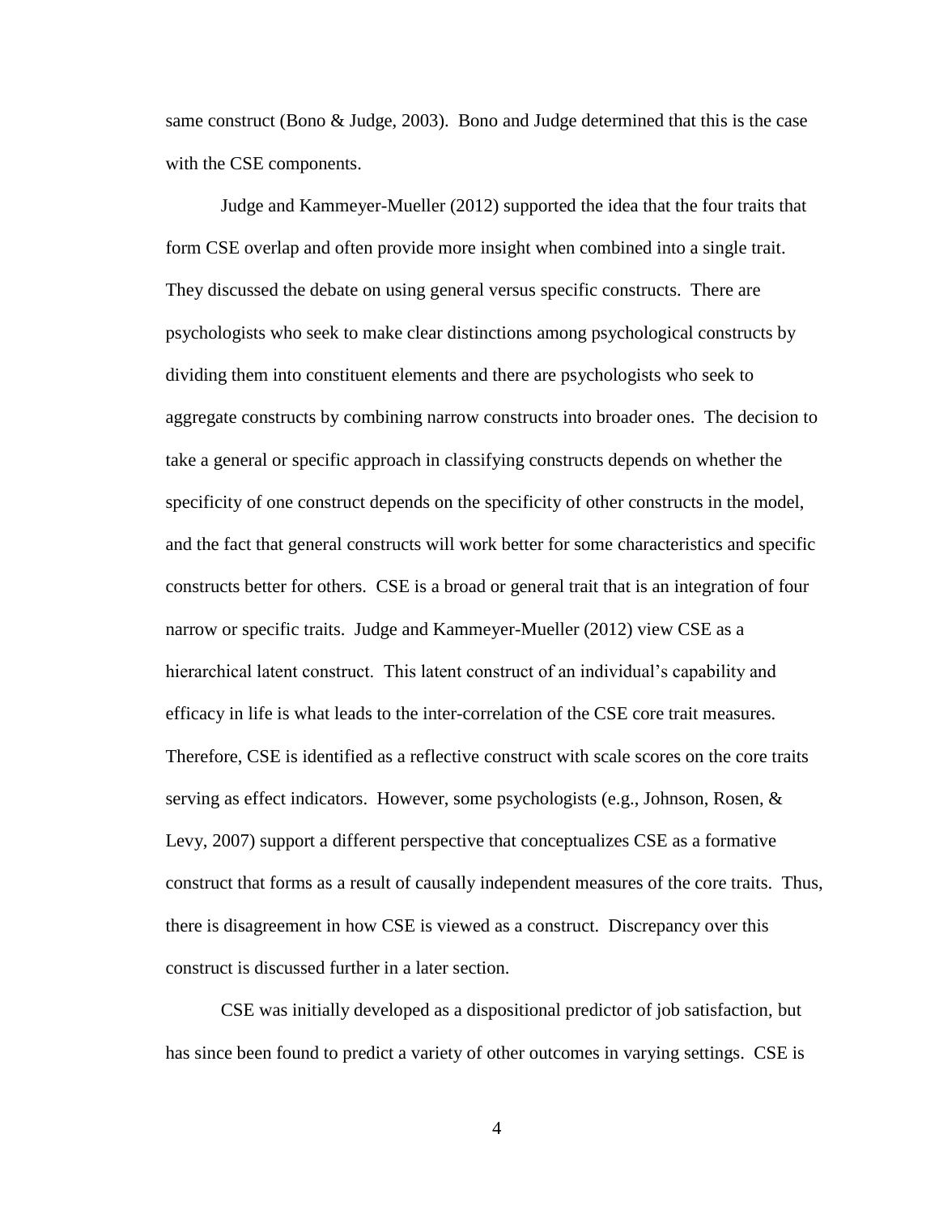same construct (Bono & Judge, 2003). Bono and Judge determined that this is the case with the CSE components.

Judge and Kammeyer-Mueller (2012) supported the idea that the four traits that form CSE overlap and often provide more insight when combined into a single trait. They discussed the debate on using general versus specific constructs. There are psychologists who seek to make clear distinctions among psychological constructs by dividing them into constituent elements and there are psychologists who seek to aggregate constructs by combining narrow constructs into broader ones. The decision to take a general or specific approach in classifying constructs depends on whether the specificity of one construct depends on the specificity of other constructs in the model, and the fact that general constructs will work better for some characteristics and specific constructs better for others. CSE is a broad or general trait that is an integration of four narrow or specific traits. Judge and Kammeyer-Mueller (2012) view CSE as a hierarchical latent construct. This latent construct of an individual's capability and efficacy in life is what leads to the inter-correlation of the CSE core trait measures. Therefore, CSE is identified as a reflective construct with scale scores on the core traits serving as effect indicators. However, some psychologists (e.g., Johnson, Rosen, & Levy, 2007) support a different perspective that conceptualizes CSE as a formative construct that forms as a result of causally independent measures of the core traits. Thus, there is disagreement in how CSE is viewed as a construct. Discrepancy over this construct is discussed further in a later section.

CSE was initially developed as a dispositional predictor of job satisfaction, but has since been found to predict a variety of other outcomes in varying settings. CSE is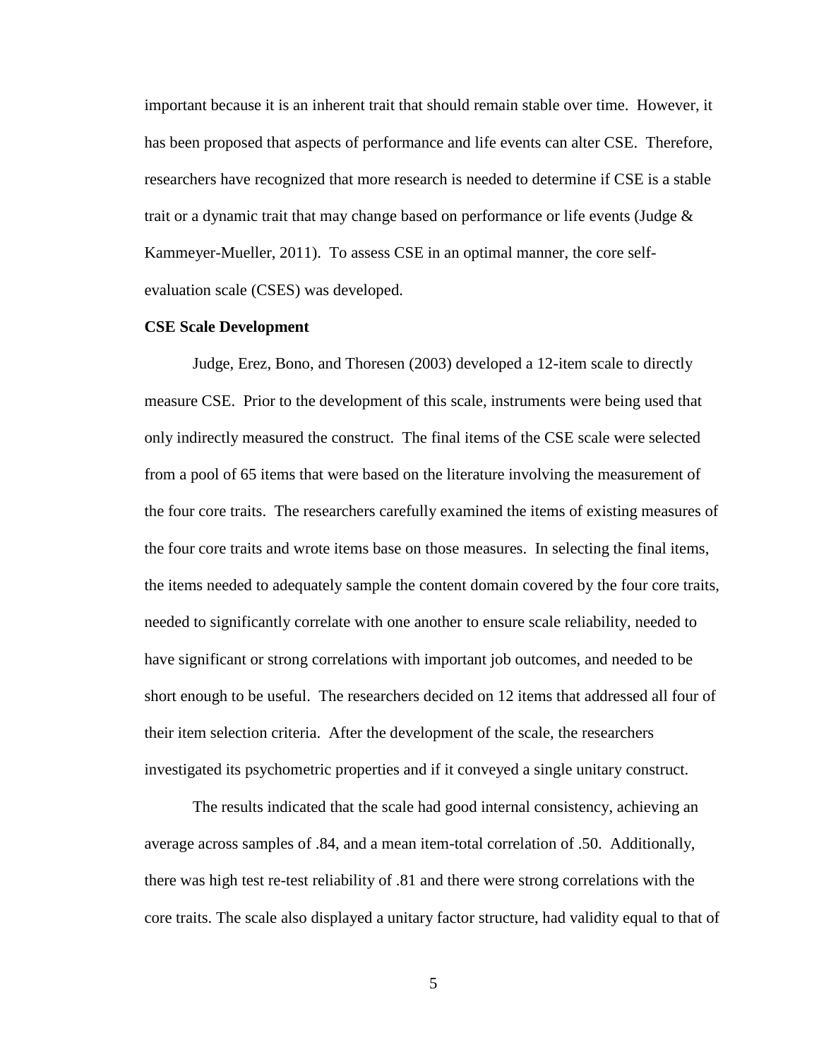important because it is an inherent trait that should remain stable over time. However, it has been proposed that aspects of performance and life events can alter CSE. Therefore, researchers have recognized that more research is needed to determine if CSE is a stable trait or a dynamic trait that may change based on performance or life events (Judge & Kammeyer-Mueller, 2011). To assess CSE in an optimal manner, the core self-evaluation scale (CSES) was developed.

**CSE Scale Development**

Judge, Erez, Bono, and Thoresen (2003) developed a 12-item scale to directly measure CSE. Prior to the development of this scale, instruments were being used that only indirectly measured the construct. The final items of the CSE scale were selected from a pool of 65 items that were based on the literature involving the measurement of the four core traits. The researchers carefully examined the items of existing measures of the four core traits and wrote items base on those measures. In selecting the final items, the items needed to adequately sample the content domain covered by the four core traits, needed to significantly correlate with one another to ensure scale reliability, needed to have significant or strong correlations with important job outcomes, and needed to be short enough to be useful. The researchers decided on 12 items that addressed all four of their item selection criteria. After the development of the scale, the researchers investigated its psychometric properties and if it conveyed a single unitary construct.

The results indicated that the scale had good internal consistency, achieving an average across samples of .84, and a mean item-total correlation of .50. Additionally, there was high test re-test reliability of .81 and there were strong correlations with the core traits. The scale also displayed a unitary factor structure, had validity equal to that of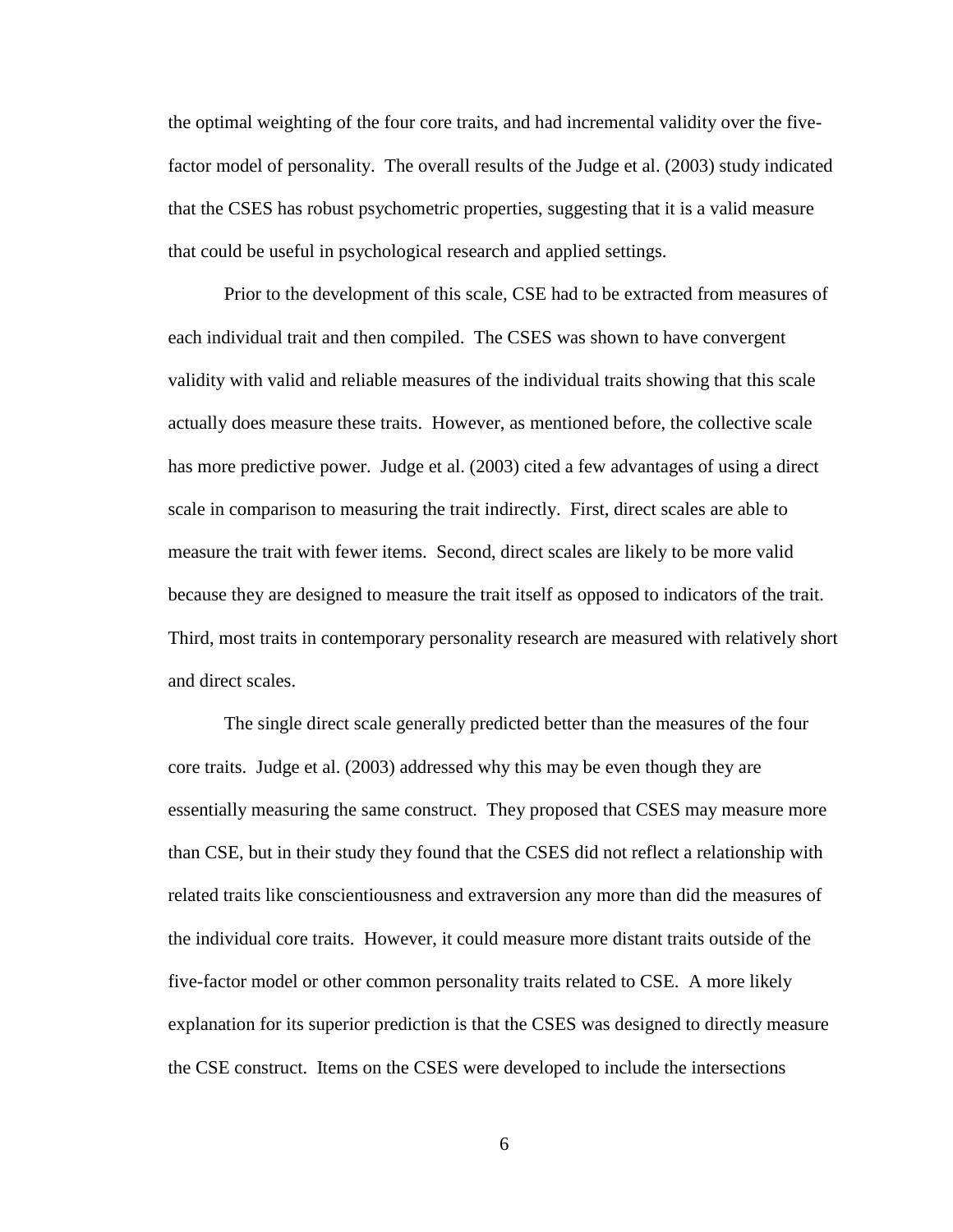the optimal weighting of the four core traits, and had incremental validity over the five-factor model of personality. The overall results of the Judge et al. (2003) study indicated that the CSES has robust psychometric properties, suggesting that it is a valid measure that could be useful in psychological research and applied settings.

Prior to the development of this scale, CSE had to be extracted from measures of each individual trait and then compiled. The CSES was shown to have convergent validity with valid and reliable measures of the individual traits showing that this scale actually does measure these traits. However, as mentioned before, the collective scale has more predictive power. Judge et al. (2003) cited a few advantages of using a direct scale in comparison to measuring the trait indirectly. First, direct scales are able to measure the trait with fewer items. Second, direct scales are likely to be more valid because they are designed to measure the trait itself as opposed to indicators of the trait. Third, most traits in contemporary personality research are measured with relatively short and direct scales.

The single direct scale generally predicted better than the measures of the four core traits. Judge et al. (2003) addressed why this may be even though they are essentially measuring the same construct. They proposed that CSES may measure more than CSE, but in their study they found that the CSES did not reflect a relationship with related traits like conscientiousness and extraversion any more than did the measures of the individual core traits. However, it could measure more distant traits outside of the five-factor model or other common personality traits related to CSE. A more likely explanation for its superior prediction is that the CSES was designed to directly measure the CSE construct. Items on the CSES were developed to include the intersections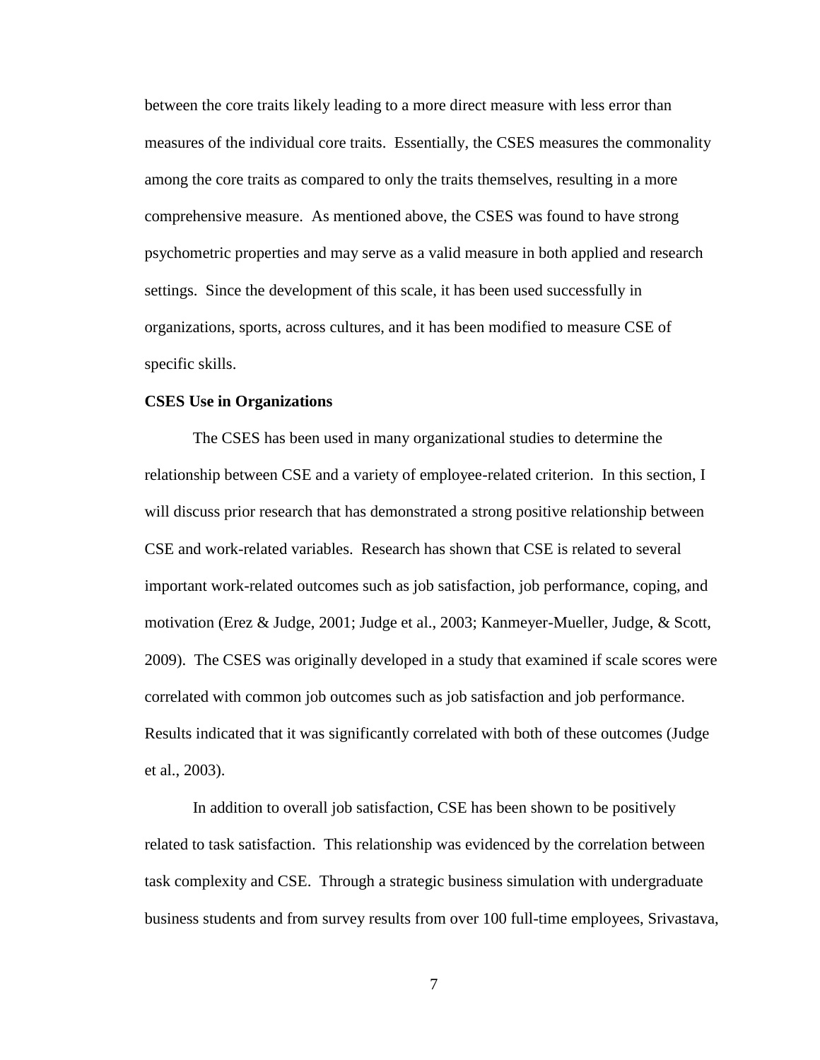between the core traits likely leading to a more direct measure with less error than measures of the individual core traits. Essentially, the CSES measures the commonality among the core traits as compared to only the traits themselves, resulting in a more comprehensive measure. As mentioned above, the CSES was found to have strong psychometric properties and may serve as a valid measure in both applied and research settings. Since the development of this scale, it has been used successfully in organizations, sports, across cultures, and it has been modified to measure CSE of specific skills.

**CSES Use in Organizations**

The CSES has been used in many organizational studies to determine the relationship between CSE and a variety of employee-related criterion. In this section, I will discuss prior research that has demonstrated a strong positive relationship between CSE and work-related variables. Research has shown that CSE is related to several important work-related outcomes such as job satisfaction, job performance, coping, and motivation (Erez & Judge, 2001; Judge et al., 2003; Kanmeyer-Mueller, Judge, & Scott, 2009). The CSES was originally developed in a study that examined if scale scores were correlated with common job outcomes such as job satisfaction and job performance. Results indicated that it was significantly correlated with both of these outcomes (Judge et al., 2003).

In addition to overall job satisfaction, CSE has been shown to be positively related to task satisfaction. This relationship was evidenced by the correlation between task complexity and CSE. Through a strategic business simulation with undergraduate business students and from survey results from over 100 full-time employees, Srivastava,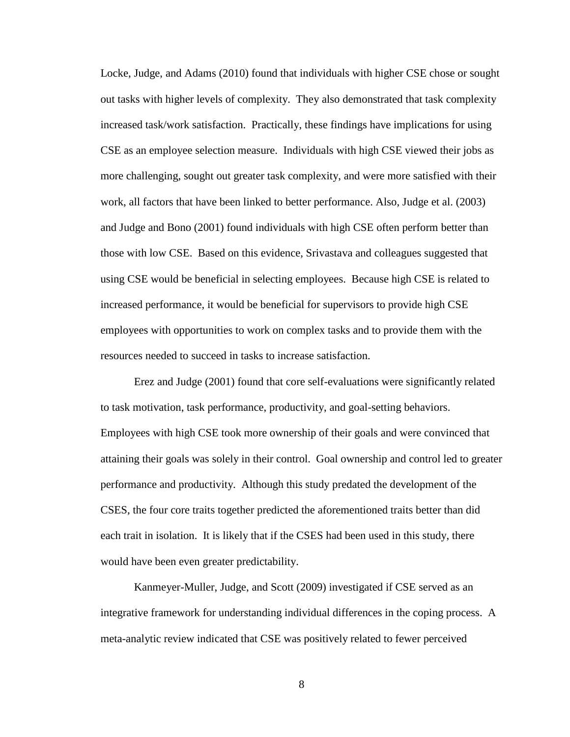Locke, Judge, and Adams (2010) found that individuals with higher CSE chose or sought out tasks with higher levels of complexity. They also demonstrated that task complexity increased task/work satisfaction. Practically, these findings have implications for using CSE as an employee selection measure. Individuals with high CSE viewed their jobs as more challenging, sought out greater task complexity, and were more satisfied with their work, all factors that have been linked to better performance. Also, Judge et al. (2003) and Judge and Bono (2001) found individuals with high CSE often perform better than those with low CSE. Based on this evidence, Srivastava and colleagues suggested that using CSE would be beneficial in selecting employees. Because high CSE is related to increased performance, it would be beneficial for supervisors to provide high CSE employees with opportunities to work on complex tasks and to provide them with the resources needed to succeed in tasks to increase satisfaction.

Erez and Judge (2001) found that core self-evaluations were significantly related to task motivation, task performance, productivity, and goal-setting behaviors. Employees with high CSE took more ownership of their goals and were convinced that attaining their goals was solely in their control. Goal ownership and control led to greater performance and productivity. Although this study predated the development of the CSES, the four core traits together predicted the aforementioned traits better than did each trait in isolation. It is likely that if the CSES had been used in this study, there would have been even greater predictability.

Kanmeyer-Muller, Judge, and Scott (2009) investigated if CSE served as an integrative framework for understanding individual differences in the coping process. A meta-analytic review indicated that CSE was positively related to fewer perceived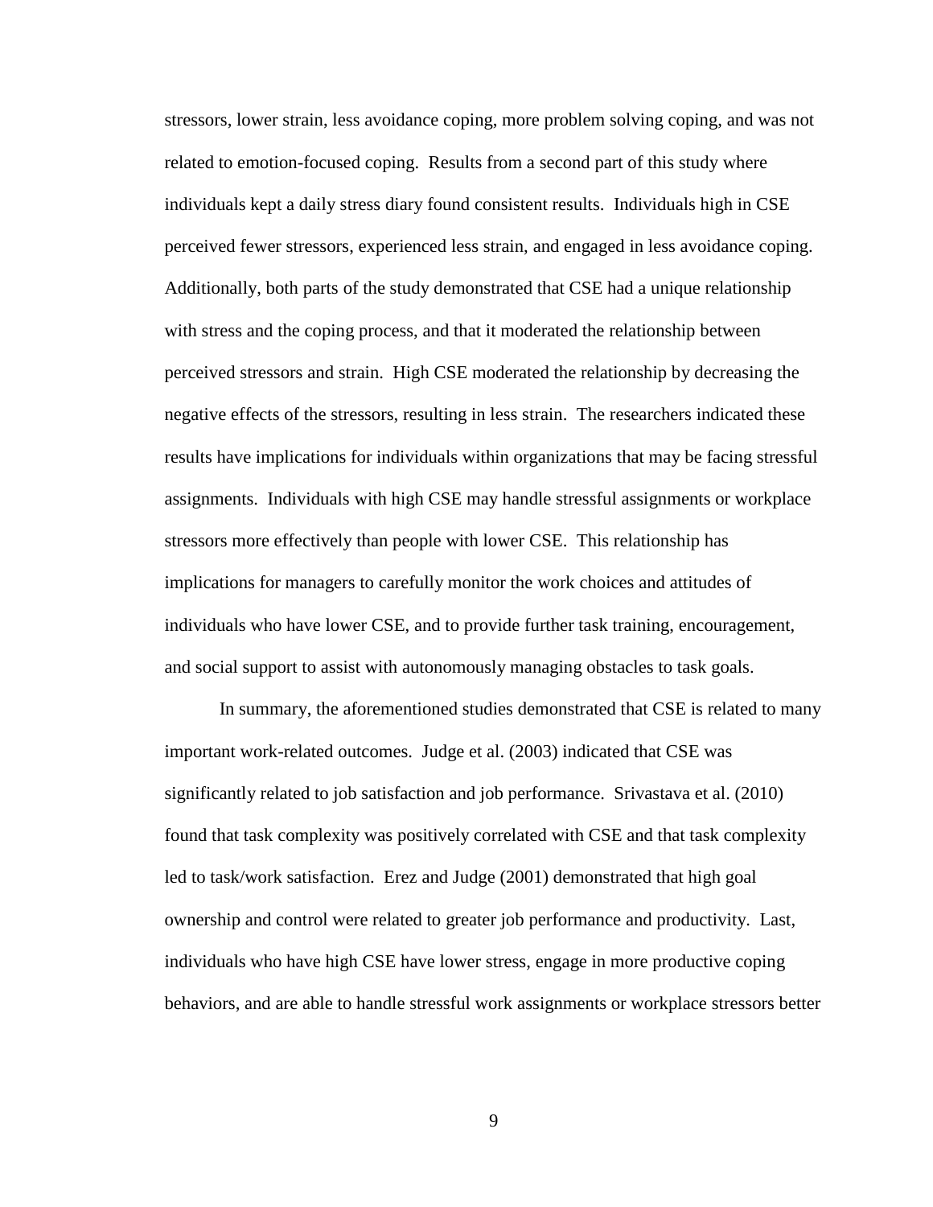stressors, lower strain, less avoidance coping, more problem solving coping, and was not related to emotion-focused coping. Results from a second part of this study where individuals kept a daily stress diary found consistent results. Individuals high in CSE perceived fewer stressors, experienced less strain, and engaged in less avoidance coping. Additionally, both parts of the study demonstrated that CSE had a unique relationship with stress and the coping process, and that it moderated the relationship between perceived stressors and strain. High CSE moderated the relationship by decreasing the negative effects of the stressors, resulting in less strain. The researchers indicated these results have implications for individuals within organizations that may be facing stressful assignments. Individuals with high CSE may handle stressful assignments or workplace stressors more effectively than people with lower CSE. This relationship has implications for managers to carefully monitor the work choices and attitudes of individuals who have lower CSE, and to provide further task training, encouragement, and social support to assist with autonomously managing obstacles to task goals.

In summary, the aforementioned studies demonstrated that CSE is related to many important work-related outcomes. Judge et al. (2003) indicated that CSE was significantly related to job satisfaction and job performance. Srivastava et al. (2010) found that task complexity was positively correlated with CSE and that task complexity led to task/work satisfaction. Erez and Judge (2001) demonstrated that high goal ownership and control were related to greater job performance and productivity. Last, individuals who have high CSE have lower stress, engage in more productive coping behaviors, and are able to handle stressful work assignments or workplace stressors better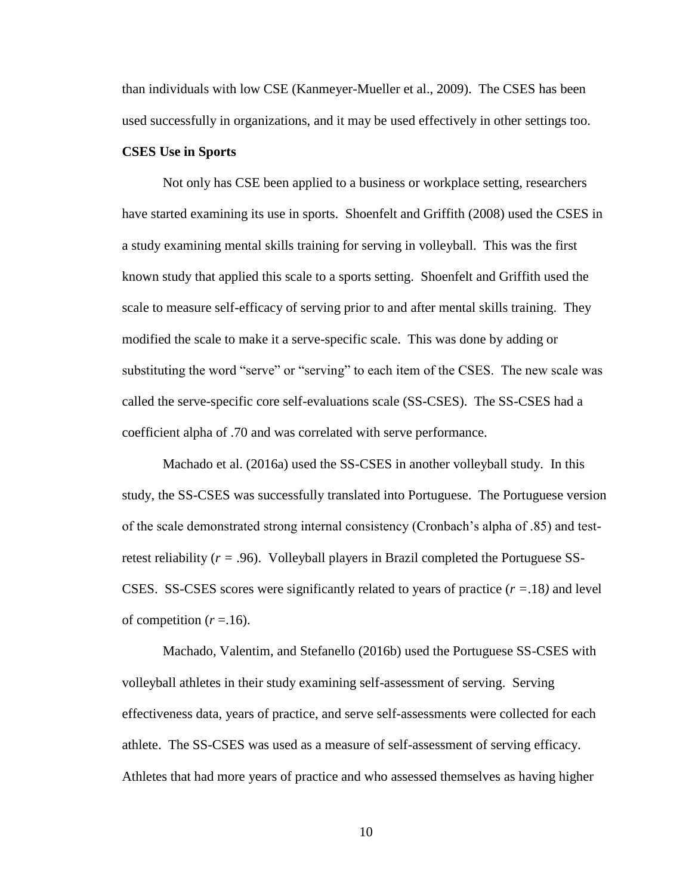than individuals with low CSE (Kanmeyer-Mueller et al., 2009). The CSES has been used successfully in organizations, and it may be used effectively in other settings too.

### CSES Use in Sports

Not only has CSE been applied to a business or workplace setting, researchers have started examining its use in sports. Shoenfelt and Griffith (2008) used the CSES in a study examining mental skills training for serving in volleyball. This was the first known study that applied this scale to a sports setting. Shoenfelt and Griffith used the scale to measure self-efficacy of serving prior to and after mental skills training. They modified the scale to make it a serve-specific scale. This was done by adding or substituting the word "serve" or "serving" to each item of the CSES. The new scale was called the serve-specific core self-evaluations scale (SS-CSES). The SS-CSES had a coefficient alpha of .70 and was correlated with serve performance.

Machado et al. (2016a) used the SS-CSES in another volleyball study. In this study, the SS-CSES was successfully translated into Portuguese. The Portuguese version of the scale demonstrated strong internal consistency (Cronbach's alpha of .85) and test-retest reliability ($r$ = .96). Volleyball players in Brazil completed the Portuguese SS-CSES. SS-CSES scores were significantly related to years of practice ($r$ =.18) and level of competition ($r$ =.16).

Machado, Valentim, and Stefanello (2016b) used the Portuguese SS-CSES with volleyball athletes in their study examining self-assessment of serving. Serving effectiveness data, years of practice, and serve self-assessments were collected for each athlete. The SS-CSES was used as a measure of self-assessment of serving efficacy. Athletes that had more years of practice and who assessed themselves as having higher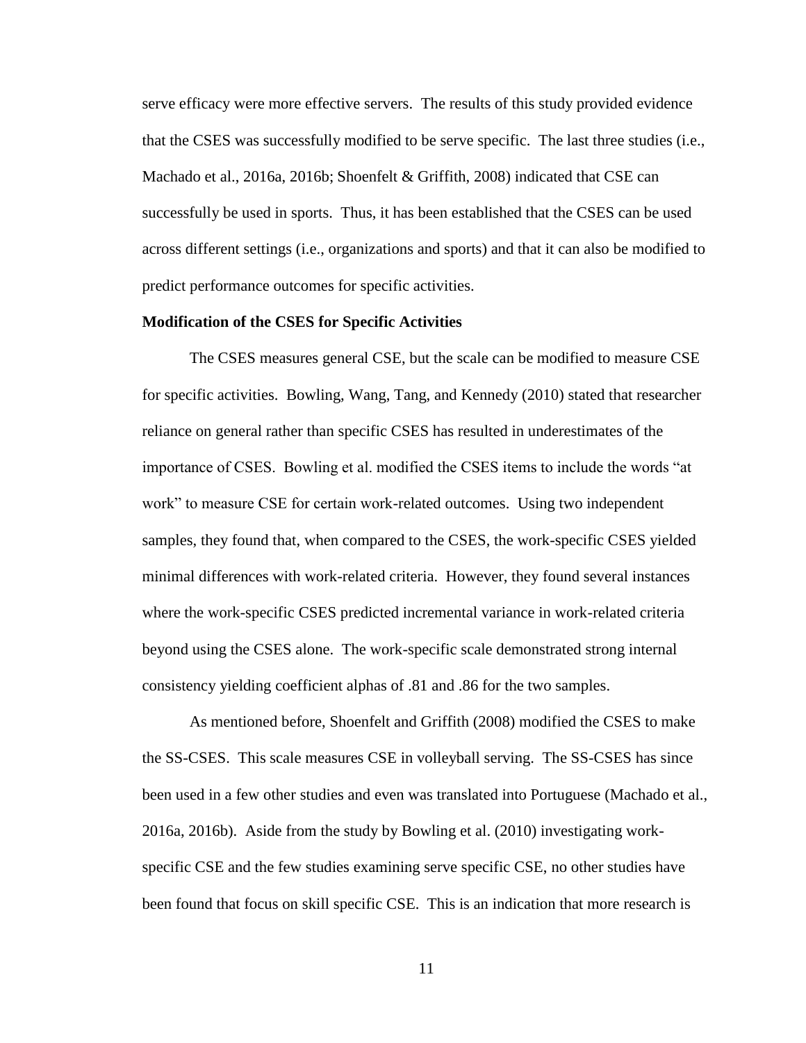serve efficacy were more effective servers. The results of this study provided evidence that the CSES was successfully modified to be serve specific. The last three studies (i.e., Machado et al., 2016a, 2016b; Shoenfelt & Griffith, 2008) indicated that CSE can successfully be used in sports. Thus, it has been established that the CSES can be used across different settings (i.e., organizations and sports) and that it can also be modified to predict performance outcomes for specific activities.

**Modification of the CSES for Specific Activities**

The CSES measures general CSE, but the scale can be modified to measure CSE for specific activities. Bowling, Wang, Tang, and Kennedy (2010) stated that researcher reliance on general rather than specific CSES has resulted in underestimates of the importance of CSES. Bowling et al. modified the CSES items to include the words "at work" to measure CSE for certain work-related outcomes. Using two independent samples, they found that, when compared to the CSES, the work-specific CSES yielded minimal differences with work-related criteria. However, they found several instances where the work-specific CSES predicted incremental variance in work-related criteria beyond using the CSES alone. The work-specific scale demonstrated strong internal consistency yielding coefficient alphas of .81 and .86 for the two samples.

As mentioned before, Shoenfelt and Griffith (2008) modified the CSES to make the SS-CSES. This scale measures CSE in volleyball serving. The SS-CSES has since been used in a few other studies and even was translated into Portuguese (Machado et al., 2016a, 2016b). Aside from the study by Bowling et al. (2010) investigating work-specific CSE and the few studies examining serve specific CSE, no other studies have been found that focus on skill specific CSE. This is an indication that more research is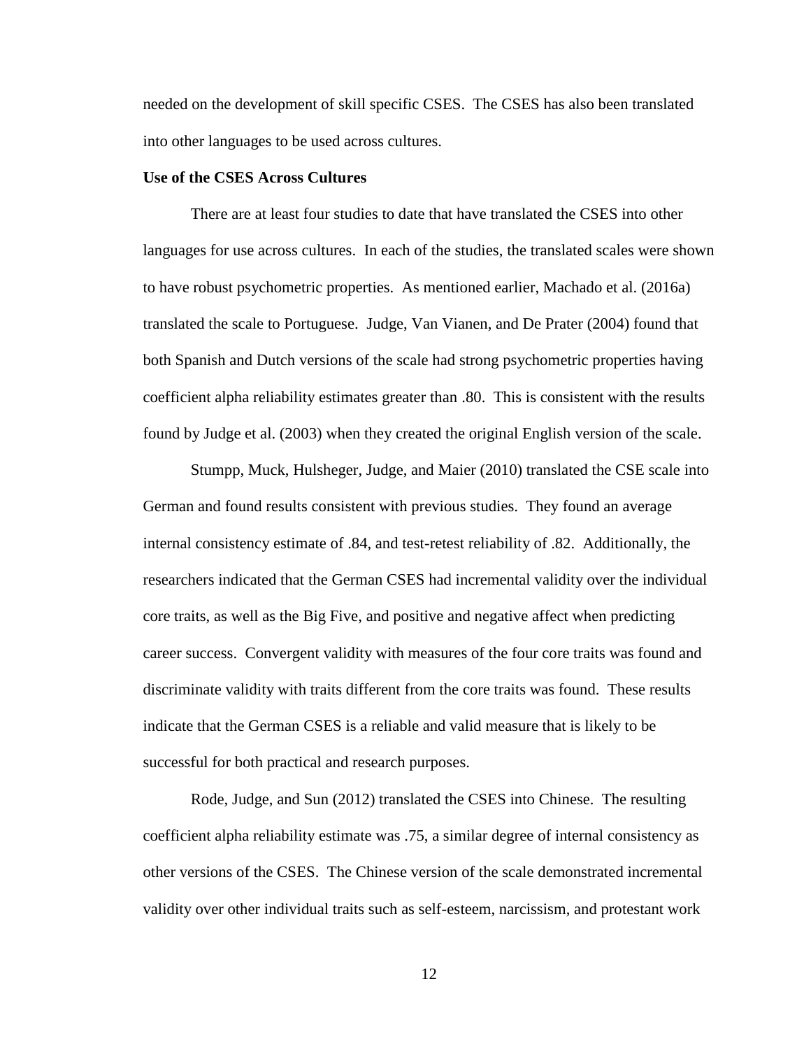needed on the development of skill specific CSES. The CSES has also been translated into other languages to be used across cultures.

### Use of the CSES Across Cultures

There are at least four studies to date that have translated the CSES into other languages for use across cultures. In each of the studies, the translated scales were shown to have robust psychometric properties. As mentioned earlier, Machado et al. (2016a) translated the scale to Portuguese. Judge, Van Vianen, and De Prater (2004) found that both Spanish and Dutch versions of the scale had strong psychometric properties having coefficient alpha reliability estimates greater than .80. This is consistent with the results found by Judge et al. (2003) when they created the original English version of the scale.

Stumpp, Muck, Hulsheger, Judge, and Maier (2010) translated the CSE scale into German and found results consistent with previous studies. They found an average internal consistency estimate of .84, and test-retest reliability of .82. Additionally, the researchers indicated that the German CSES had incremental validity over the individual core traits, as well as the Big Five, and positive and negative affect when predicting career success. Convergent validity with measures of the four core traits was found and discriminate validity with traits different from the core traits was found. These results indicate that the German CSES is a reliable and valid measure that is likely to be successful for both practical and research purposes.

Rode, Judge, and Sun (2012) translated the CSES into Chinese. The resulting coefficient alpha reliability estimate was .75, a similar degree of internal consistency as other versions of the CSES. The Chinese version of the scale demonstrated incremental validity over other individual traits such as self-esteem, narcissism, and protestant work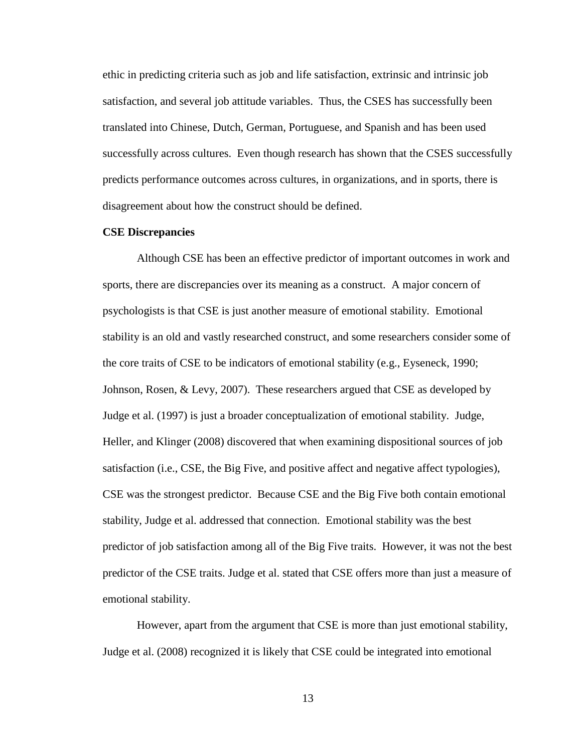ethic in predicting criteria such as job and life satisfaction, extrinsic and intrinsic job satisfaction, and several job attitude variables. Thus, the CSES has successfully been translated into Chinese, Dutch, German, Portuguese, and Spanish and has been used successfully across cultures. Even though research has shown that the CSES successfully predicts performance outcomes across cultures, in organizations, and in sports, there is disagreement about how the construct should be defined.

**CSE Discrepancies**

Although CSE has been an effective predictor of important outcomes in work and sports, there are discrepancies over its meaning as a construct. A major concern of psychologists is that CSE is just another measure of emotional stability. Emotional stability is an old and vastly researched construct, and some researchers consider some of the core traits of CSE to be indicators of emotional stability (e.g., Eyseneck, 1990; Johnson, Rosen, & Levy, 2007). These researchers argued that CSE as developed by Judge et al. (1997) is just a broader conceptualization of emotional stability. Judge, Heller, and Klinger (2008) discovered that when examining dispositional sources of job satisfaction (i.e., CSE, the Big Five, and positive affect and negative affect typologies), CSE was the strongest predictor. Because CSE and the Big Five both contain emotional stability, Judge et al. addressed that connection. Emotional stability was the best predictor of job satisfaction among all of the Big Five traits. However, it was not the best predictor of the CSE traits. Judge et al. stated that CSE offers more than just a measure of emotional stability.

However, apart from the argument that CSE is more than just emotional stability, Judge et al. (2008) recognized it is likely that CSE could be integrated into emotional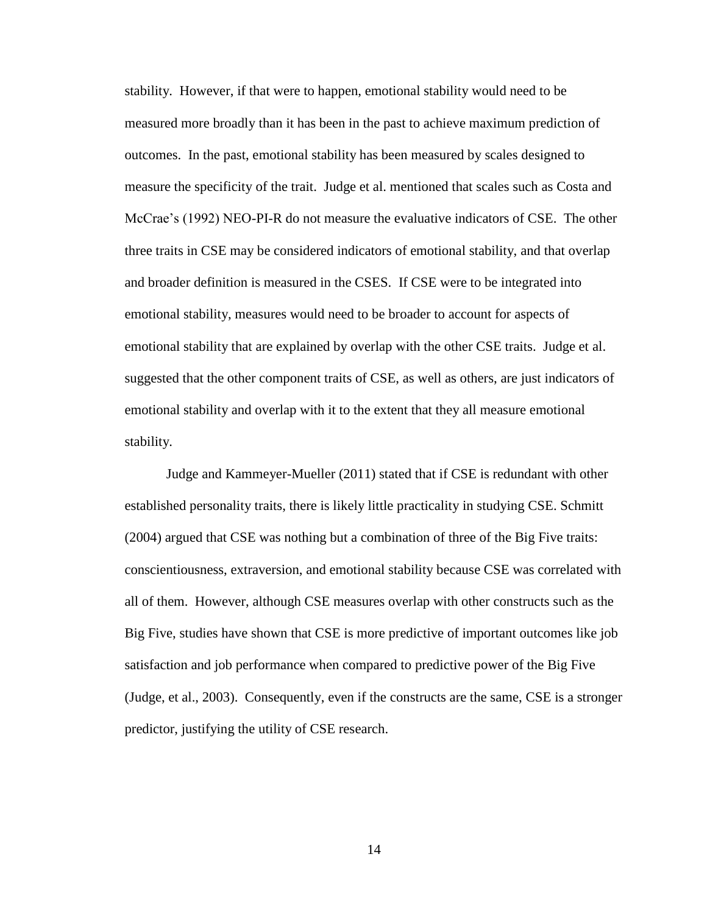stability. However, if that were to happen, emotional stability would need to be measured more broadly than it has been in the past to achieve maximum prediction of outcomes. In the past, emotional stability has been measured by scales designed to measure the specificity of the trait. Judge et al. mentioned that scales such as Costa and McCrae's (1992) NEO-PI-R do not measure the evaluative indicators of CSE. The other three traits in CSE may be considered indicators of emotional stability, and that overlap and broader definition is measured in the CSES. If CSE were to be integrated into emotional stability, measures would need to be broader to account for aspects of emotional stability that are explained by overlap with the other CSE traits. Judge et al. suggested that the other component traits of CSE, as well as others, are just indicators of emotional stability and overlap with it to the extent that they all measure emotional stability.

Judge and Kammeyer-Mueller (2011) stated that if CSE is redundant with other established personality traits, there is likely little practicality in studying CSE. Schmitt (2004) argued that CSE was nothing but a combination of three of the Big Five traits: conscientiousness, extraversion, and emotional stability because CSE was correlated with all of them. However, although CSE measures overlap with other constructs such as the Big Five, studies have shown that CSE is more predictive of important outcomes like job satisfaction and job performance when compared to predictive power of the Big Five (Judge, et al., 2003). Consequently, even if the constructs are the same, CSE is a stronger predictor, justifying the utility of CSE research.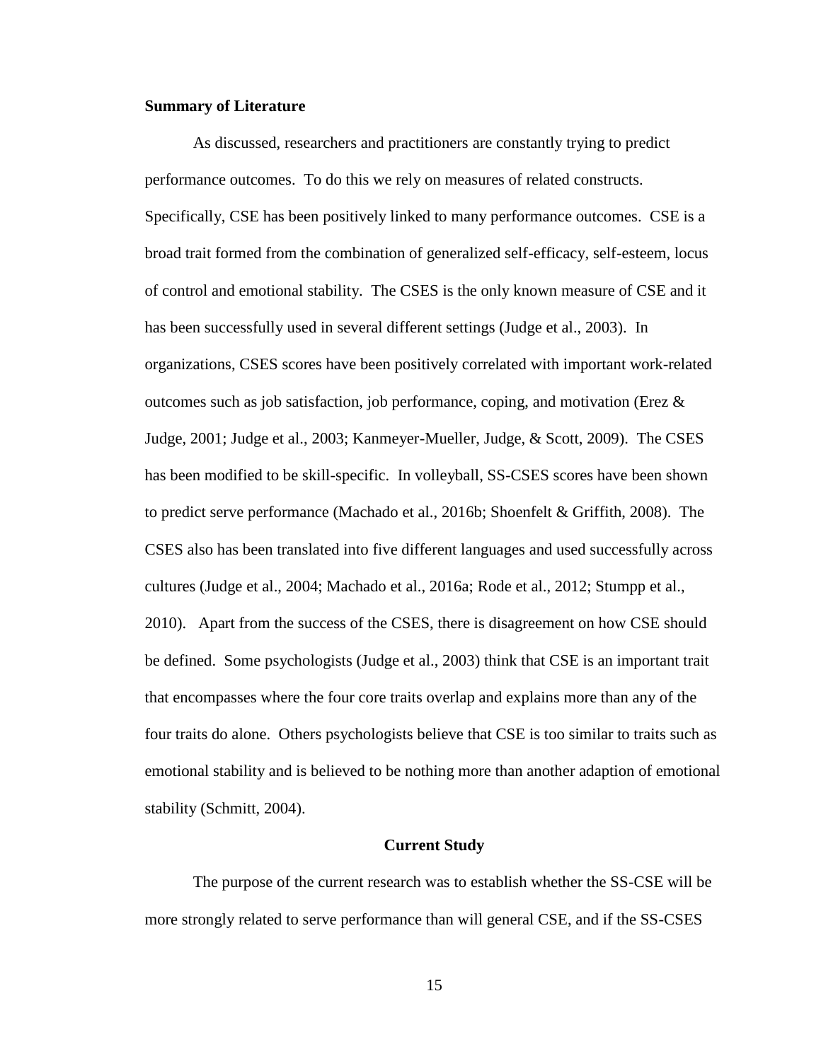**Summary of Literature**

As discussed, researchers and practitioners are constantly trying to predict performance outcomes. To do this we rely on measures of related constructs. Specifically, CSE has been positively linked to many performance outcomes. CSE is a broad trait formed from the combination of generalized self-efficacy, self-esteem, locus of control and emotional stability. The CSES is the only known measure of CSE and it has been successfully used in several different settings (Judge et al., 2003). In organizations, CSES scores have been positively correlated with important work-related outcomes such as job satisfaction, job performance, coping, and motivation (Erez & Judge, 2001; Judge et al., 2003; Kanmeyer-Mueller, Judge, & Scott, 2009). The CSES has been modified to be skill-specific. In volleyball, SS-CSES scores have been shown to predict serve performance (Machado et al., 2016b; Shoenfelt & Griffith, 2008). The CSES also has been translated into five different languages and used successfully across cultures (Judge et al., 2004; Machado et al., 2016a; Rode et al., 2012; Stumpp et al., 2010). Apart from the success of the CSES, there is disagreement on how CSE should be defined. Some psychologists (Judge et al., 2003) think that CSE is an important trait that encompasses where the four core traits overlap and explains more than any of the four traits do alone. Others psychologists believe that CSE is too similar to traits such as emotional stability and is believed to be nothing more than another adaption of emotional stability (Schmitt, 2004).

**Current Study**

The purpose of the current research was to establish whether the SS-CSE will be more strongly related to serve performance than will general CSE, and if the SS-CSES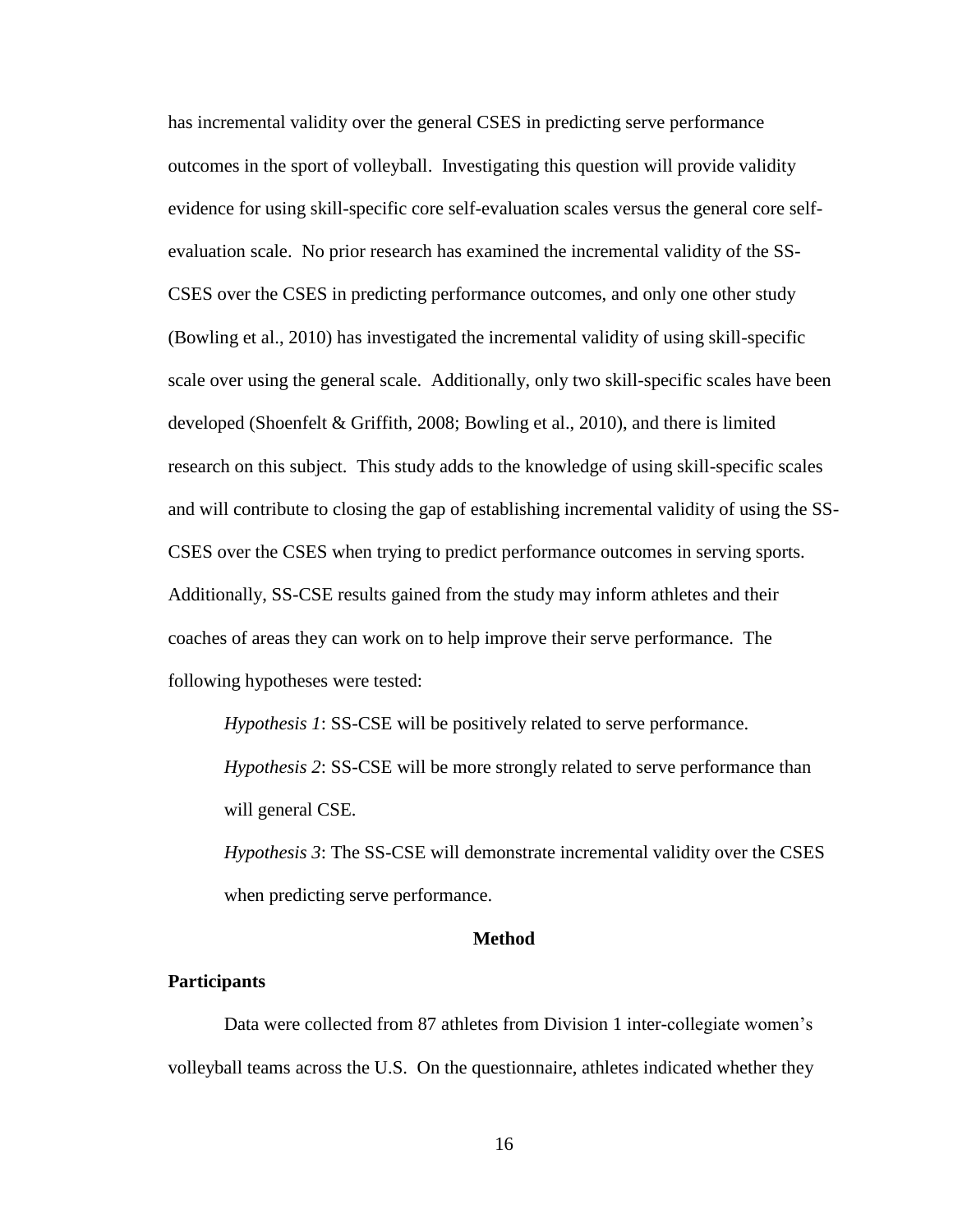has incremental validity over the general CSES in predicting serve performance outcomes in the sport of volleyball. Investigating this question will provide validity evidence for using skill-specific core self-evaluation scales versus the general core self-evaluation scale. No prior research has examined the incremental validity of the SS-CSES over the CSES in predicting performance outcomes, and only one other study (Bowling et al., 2010) has investigated the incremental validity of using skill-specific scale over using the general scale. Additionally, only two skill-specific scales have been developed (Shoenfelt & Griffith, 2008; Bowling et al., 2010), and there is limited research on this subject. This study adds to the knowledge of using skill-specific scales and will contribute to closing the gap of establishing incremental validity of using the SS-CSES over the CSES when trying to predict performance outcomes in serving sports. Additionally, SS-CSE results gained from the study may inform athletes and their coaches of areas they can work on to help improve their serve performance. The following hypotheses were tested:

*Hypothesis 1*: SS-CSE will be positively related to serve performance.

*Hypothesis 2*: SS-CSE will be more strongly related to serve performance than will general CSE.

*Hypothesis 3*: The SS-CSE will demonstrate incremental validity over the CSES when predicting serve performance.

## Method

### Participants

Data were collected from 87 athletes from Division 1 inter-collegiate women's volleyball teams across the U.S. On the questionnaire, athletes indicated whether they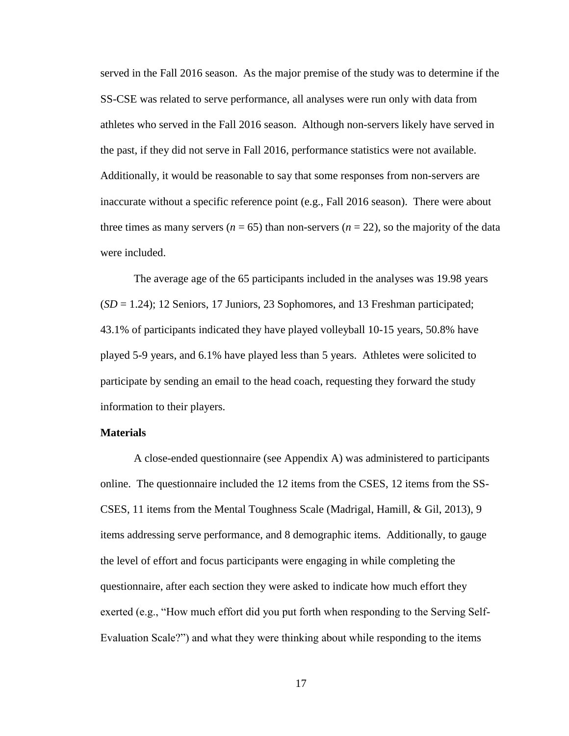served in the Fall 2016 season. As the major premise of the study was to determine if the SS-CSE was related to serve performance, all analyses were run only with data from athletes who served in the Fall 2016 season. Although non-servers likely have served in the past, if they did not serve in Fall 2016, performance statistics were not available. Additionally, it would be reasonable to say that some responses from non-servers are inaccurate without a specific reference point (e.g., Fall 2016 season). There were about three times as many servers ($n = 65$) than non-servers ($n = 22$), so the majority of the data were included.

The average age of the 65 participants included in the analyses was 19.98 years ($SD = 1.24$); 12 Seniors, 17 Juniors, 23 Sophomores, and 13 Freshman participated; 43.1% of participants indicated they have played volleyball 10-15 years, 50.8% have played 5-9 years, and 6.1% have played less than 5 years. Athletes were solicited to participate by sending an email to the head coach, requesting they forward the study information to their players.

**Materials**

A close-ended questionnaire (see Appendix A) was administered to participants online. The questionnaire included the 12 items from the CSES, 12 items from the SS-CSES, 11 items from the Mental Toughness Scale (Madrigal, Hamill, & Gil, 2013), 9 items addressing serve performance, and 8 demographic items. Additionally, to gauge the level of effort and focus participants were engaging in while completing the questionnaire, after each section they were asked to indicate how much effort they exerted (e.g., "How much effort did you put forth when responding to the Serving Self-Evaluation Scale?") and what they were thinking about while responding to the items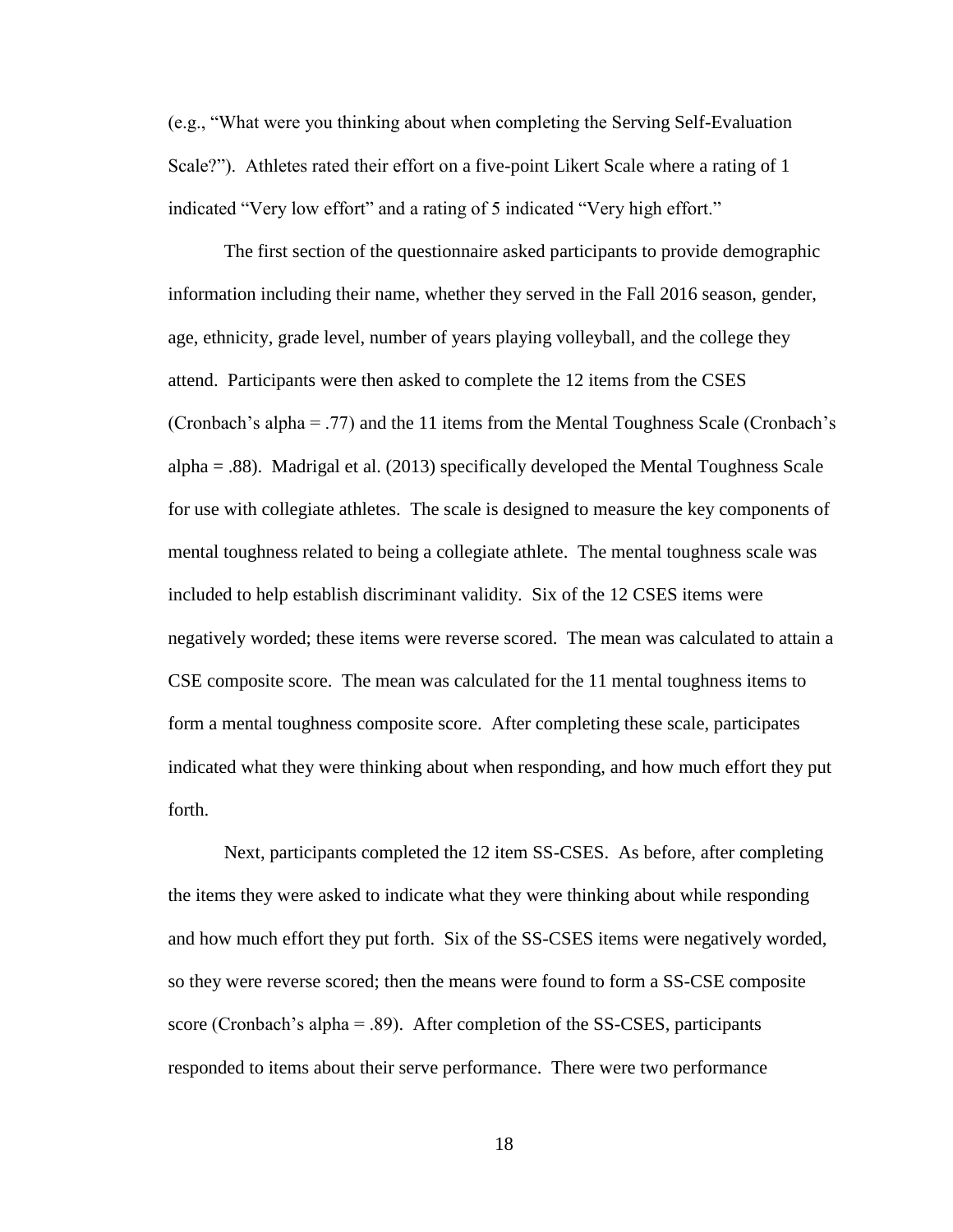(e.g., "What were you thinking about when completing the Serving Self-Evaluation Scale?"). Athletes rated their effort on a five-point Likert Scale where a rating of 1 indicated "Very low effort" and a rating of 5 indicated "Very high effort."

The first section of the questionnaire asked participants to provide demographic information including their name, whether they served in the Fall 2016 season, gender, age, ethnicity, grade level, number of years playing volleyball, and the college they attend. Participants were then asked to complete the 12 items from the CSES (Cronbach's alpha = .77) and the 11 items from the Mental Toughness Scale (Cronbach's alpha = .88). Madrigal et al. (2013) specifically developed the Mental Toughness Scale for use with collegiate athletes. The scale is designed to measure the key components of mental toughness related to being a collegiate athlete. The mental toughness scale was included to help establish discriminant validity. Six of the 12 CSES items were negatively worded; these items were reverse scored. The mean was calculated to attain a CSE composite score. The mean was calculated for the 11 mental toughness items to form a mental toughness composite score. After completing these scale, participates indicated what they were thinking about when responding, and how much effort they put forth.

Next, participants completed the 12 item SS-CSES. As before, after completing the items they were asked to indicate what they were thinking about while responding and how much effort they put forth. Six of the SS-CSES items were negatively worded, so they were reverse scored; then the means were found to form a SS-CSE composite score (Cronbach's alpha = .89). After completion of the SS-CSES, participants responded to items about their serve performance. There were two performance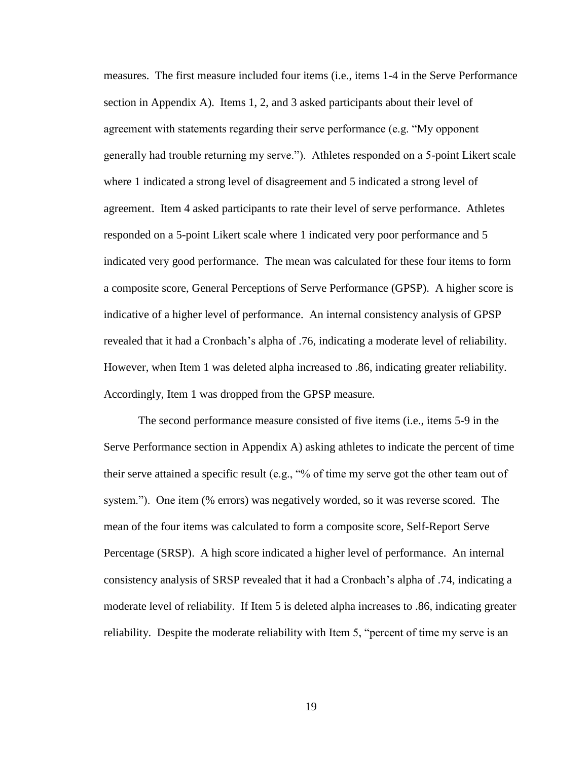measures. The first measure included four items (i.e., items 1-4 in the Serve Performance section in Appendix A). Items 1, 2, and 3 asked participants about their level of agreement with statements regarding their serve performance (e.g. "My opponent generally had trouble returning my serve."). Athletes responded on a 5-point Likert scale where 1 indicated a strong level of disagreement and 5 indicated a strong level of agreement. Item 4 asked participants to rate their level of serve performance. Athletes responded on a 5-point Likert scale where 1 indicated very poor performance and 5 indicated very good performance. The mean was calculated for these four items to form a composite score, General Perceptions of Serve Performance (GPSP). A higher score is indicative of a higher level of performance. An internal consistency analysis of GPSP revealed that it had a Cronbach's alpha of .76, indicating a moderate level of reliability. However, when Item 1 was deleted alpha increased to .86, indicating greater reliability. Accordingly, Item 1 was dropped from the GPSP measure.

The second performance measure consisted of five items (i.e., items 5-9 in the Serve Performance section in Appendix A) asking athletes to indicate the percent of time their serve attained a specific result (e.g., "% of time my serve got the other team out of system."). One item (% errors) was negatively worded, so it was reverse scored. The mean of the four items was calculated to form a composite score, Self-Report Serve Percentage (SRSP). A high score indicated a higher level of performance. An internal consistency analysis of SRSP revealed that it had a Cronbach's alpha of .74, indicating a moderate level of reliability. If Item 5 is deleted alpha increases to .86, indicating greater reliability. Despite the moderate reliability with Item 5, "percent of time my serve is an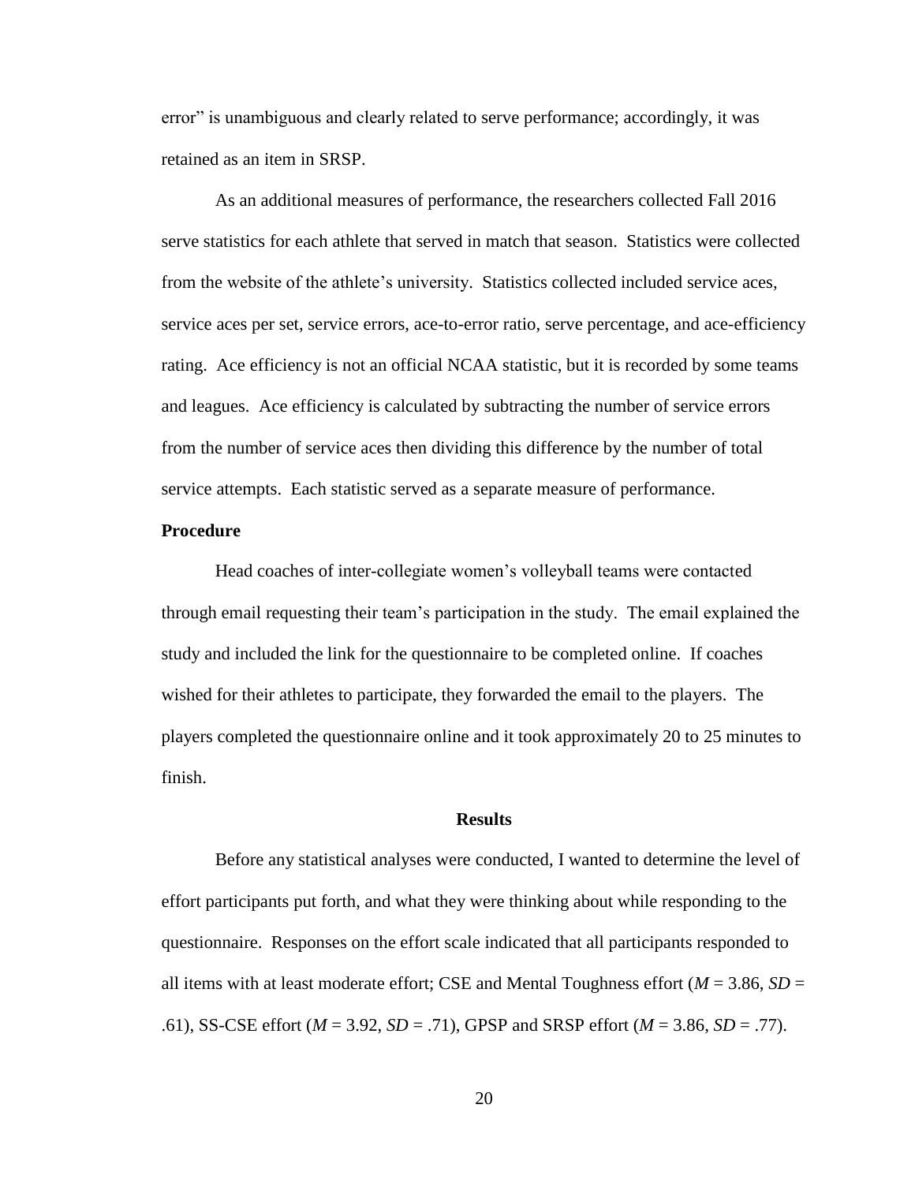error" is unambiguous and clearly related to serve performance; accordingly, it was retained as an item in SRSP.

As an additional measures of performance, the researchers collected Fall 2016 serve statistics for each athlete that served in match that season. Statistics were collected from the website of the athlete's university. Statistics collected included service aces, service aces per set, service errors, ace-to-error ratio, serve percentage, and ace-efficiency rating. Ace efficiency is not an official NCAA statistic, but it is recorded by some teams and leagues. Ace efficiency is calculated by subtracting the number of service errors from the number of service aces then dividing this difference by the number of total service attempts. Each statistic served as a separate measure of performance.

**Procedure**

Head coaches of inter-collegiate women's volleyball teams were contacted through email requesting their team's participation in the study. The email explained the study and included the link for the questionnaire to be completed online. If coaches wished for their athletes to participate, they forwarded the email to the players. The players completed the questionnaire online and it took approximately 20 to 25 minutes to finish.

## Results

Before any statistical analyses were conducted, I wanted to determine the level of effort participants put forth, and what they were thinking about while responding to the questionnaire. Responses on the effort scale indicated that all participants responded to all items with at least moderate effort; CSE and Mental Toughness effort ($M$ = 3.86, $SD$ = .61), SS-CSE effort ($M$ = 3.92, $SD$ = .71), GPSP and SRSP effort ($M$ = 3.86, $SD$ = .77).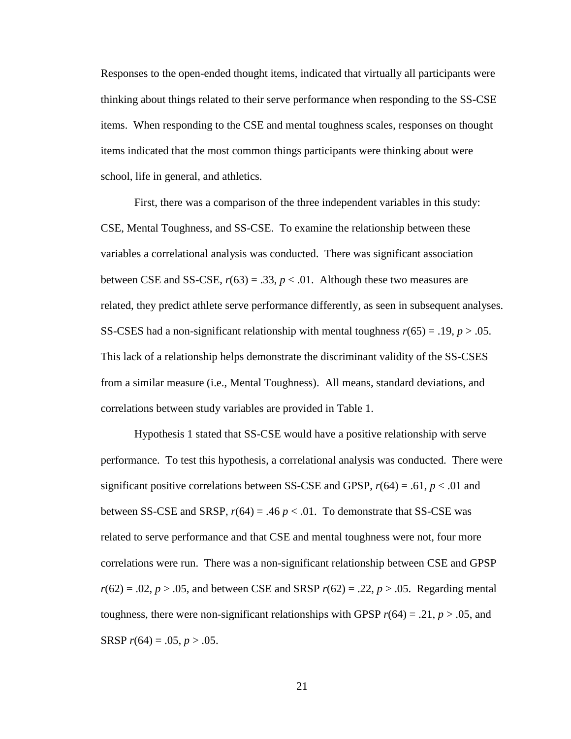Responses to the open-ended thought items, indicated that virtually all participants were thinking about things related to their serve performance when responding to the SS-CSE items. When responding to the CSE and mental toughness scales, responses on thought items indicated that the most common things participants were thinking about were school, life in general, and athletics.

First, there was a comparison of the three independent variables in this study: CSE, Mental Toughness, and SS-CSE. To examine the relationship between these variables a correlational analysis was conducted. There was significant association between CSE and SS-CSE, $r(63) = .33$, $p < .01$. Although these two measures are related, they predict athlete serve performance differently, as seen in subsequent analyses. SS-CSES had a non-significant relationship with mental toughness $r(65) = .19$, $p > .05$. This lack of a relationship helps demonstrate the discriminant validity of the SS-CSES from a similar measure (i.e., Mental Toughness). All means, standard deviations, and correlations between study variables are provided in Table 1.

Hypothesis 1 stated that SS-CSE would have a positive relationship with serve performance. To test this hypothesis, a correlational analysis was conducted. There were significant positive correlations between SS-CSE and GPSP, $r(64) = .61$, $p < .01$ and between SS-CSE and SRSP, $r(64) = .46$ $p < .01$. To demonstrate that SS-CSE was related to serve performance and that CSE and mental toughness were not, four more correlations were run. There was a non-significant relationship between CSE and GPSP $r(62) = .02$, $p > .05$, and between CSE and SRSP $r(62) = .22$, $p > .05$. Regarding mental toughness, there were non-significant relationships with GPSP $r(64) = .21$, $p > .05$, and SRSP $r(64) = .05$, $p > .05$.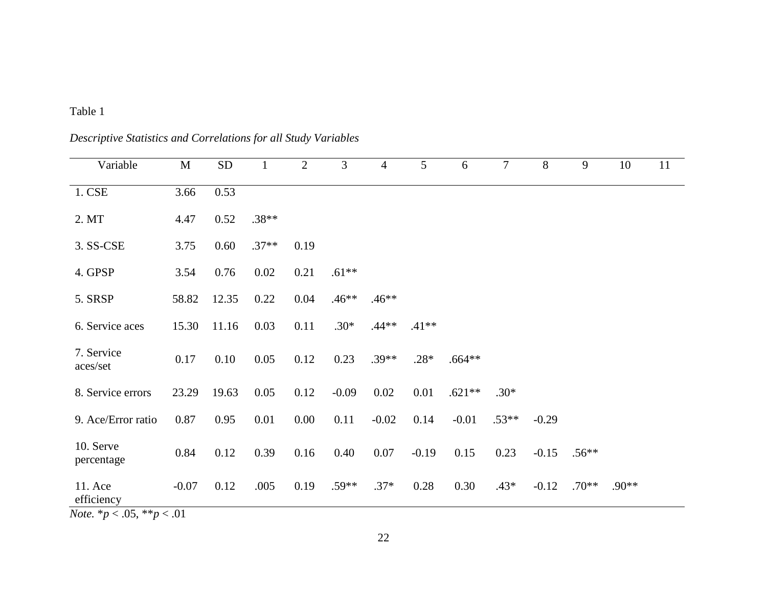Table 1

*Descriptive Statistics and Correlations for all Study Variables*

| Variable | M | SD | 1 | 2 | 3 | 4 | 5 | 6 | 7 | 8 | 9 | 10 | 11 |
|---|---|---|---|---|---|---|---|---|---|---|---|---|---|
| 1. CSE | 3.66 | 0.53 | | | | | | | | | | | |
| 2. MT | 4.47 | 0.52 | .38** | | | | | | | | | | |
| 3. SS-CSE | 3.75 | 0.60 | .37** | 0.19 | | | | | | | | | |
| 4. GPSP | 3.54 | 0.76 | 0.02 | 0.21 | .61** | | | | | | | | |
| 5. SRSP | 58.82 | 12.35 | 0.22 | 0.04 | .46** | .46** | | | | | | | |
| 6. Service aces | 15.30 | 11.16 | 0.03 | 0.11 | .30* | .44** | .41** | | | | | | |
| 7. Service aces/set | 0.17 | 0.10 | 0.05 | 0.12 | 0.23 | .39** | .28* | .664** | | | | | |
| 8. Service errors | 23.29 | 19.63 | 0.05 | 0.12 | -0.09 | 0.02 | 0.01 | .621** | .30* | | | | |
| 9. Ace/Error ratio | 0.87 | 0.95 | 0.01 | 0.00 | 0.11 | -0.02 | 0.14 | -0.01 | .53** | -0.29 | | | |
| 10. Serve percentage | 0.84 | 0.12 | 0.39 | 0.16 | 0.40 | 0.07 | -0.19 | 0.15 | 0.23 | -0.15 | .56** | | |
| 11. Ace efficiency | -0.07 | 0.12 | .005 | 0.19 | .59** | .37* | 0.28 | 0.30 | .43* | -0.12 | .70** | .90** | |

*Note.* $*p < .05$, $**p < .01$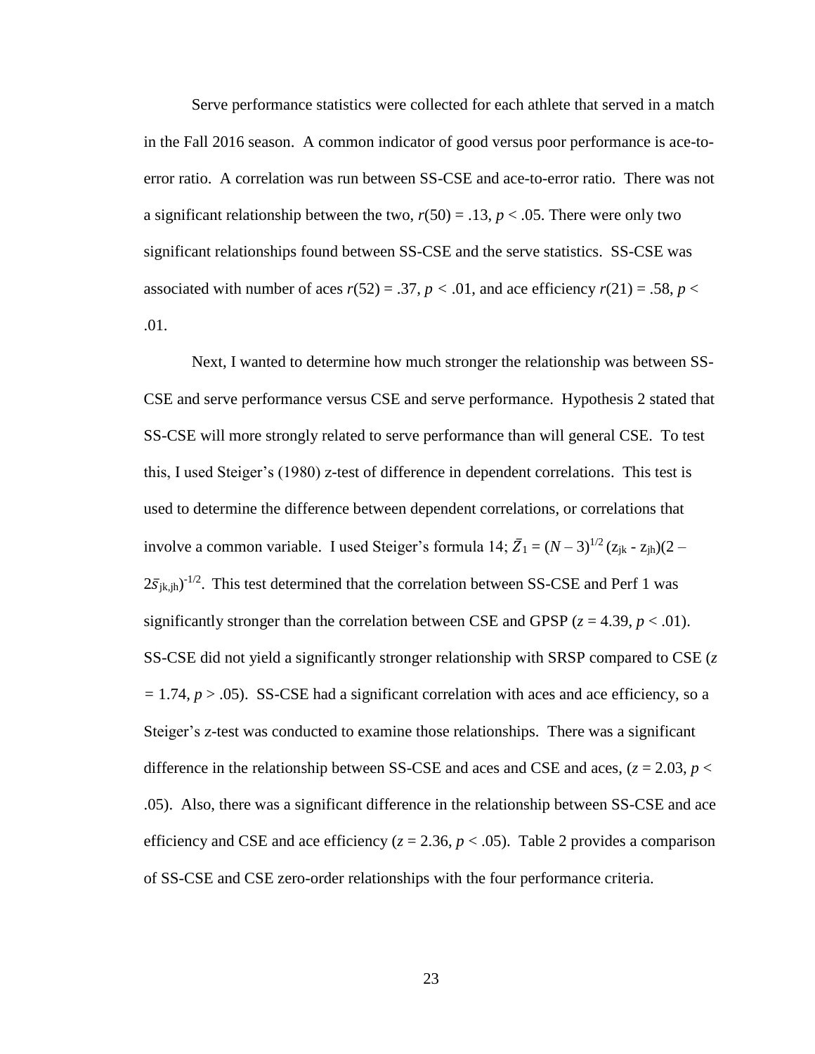Serve performance statistics were collected for each athlete that served in a match in the Fall 2016 season. A common indicator of good versus poor performance is ace-to-error ratio. A correlation was run between SS-CSE and ace-to-error ratio. There was not a significant relationship between the two, $r(50) = .13$, $p < .05$. There were only two significant relationships found between SS-CSE and the serve statistics. SS-CSE was associated with number of aces $r(52) = .37$, $p < .01$, and ace efficiency $r(21) = .58$, $p < .01$.

Next, I wanted to determine how much stronger the relationship was between SS-CSE and serve performance versus CSE and serve performance. Hypothesis 2 stated that SS-CSE will more strongly related to serve performance than will general CSE. To test this, I used Steiger's (1980) z-test of difference in dependent correlations. This test is used to determine the difference between dependent correlations, or correlations that involve a common variable. I used Steiger's formula 14; $\bar{Z}_1 = (N - 3)^{1/2}(z_{jk} - z_{jh})(2 - 2\bar{s}_{jk,jh})^{-1/2}$. This test determined that the correlation between SS-CSE and Perf 1 was significantly stronger than the correlation between CSE and GPSP ($z = 4.39$, $p < .01$). SS-CSE did not yield a significantly stronger relationship with SRSP compared to CSE ($z = 1.74$, $p > .05$). SS-CSE had a significant correlation with aces and ace efficiency, so a Steiger's z-test was conducted to examine those relationships. There was a significant difference in the relationship between SS-CSE and aces and CSE and aces, ($z = 2.03$, $p < .05$). Also, there was a significant difference in the relationship between SS-CSE and ace efficiency and CSE and ace efficiency ($z = 2.36$, $p < .05$). Table 2 provides a comparison of SS-CSE and CSE zero-order relationships with the four performance criteria.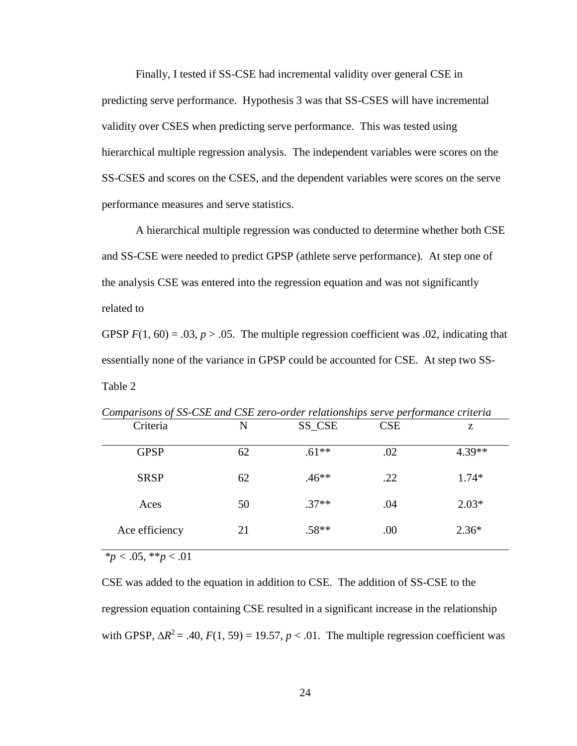Finally, I tested if SS-CSE had incremental validity over general CSE in predicting serve performance. Hypothesis 3 was that SS-CSES will have incremental validity over CSES when predicting serve performance. This was tested using hierarchical multiple regression analysis. The independent variables were scores on the SS-CSES and scores on the CSES, and the dependent variables were scores on the serve performance measures and serve statistics.

A hierarchical multiple regression was conducted to determine whether both CSE and SS-CSE were needed to predict GPSP (athlete serve performance). At step one of the analysis CSE was entered into the regression equation and was not significantly related to

GPSP $F(1, 60) = .03$, $p > .05$. The multiple regression coefficient was .02, indicating that essentially none of the variance in GPSP could be accounted for CSE. At step two SS-

Table 2

*Comparisons of SS-CSE and CSE zero-order relationships serve performance criteria*

| Criteria | N | SS_CSE | CSE | z |
|---|---|---|---|---|
| GPSP | 62 | .61** | .02 | 4.39** |
| SRSP | 62 | .46** | .22 | 1.74* |
| Aces | 50 | .37** | .04 | 2.03* |
| Ace efficiency | 21 | .58** | .00 | 2.36* |

*$p < .05$, **$p < .01$

CSE was added to the equation in addition to CSE. The addition of SS-CSE to the regression equation containing CSE resulted in a significant increase in the relationship with GPSP, $\Delta R^2 = .40$, $F(1, 59) = 19.57$, $p < .01$. The multiple regression coefficient was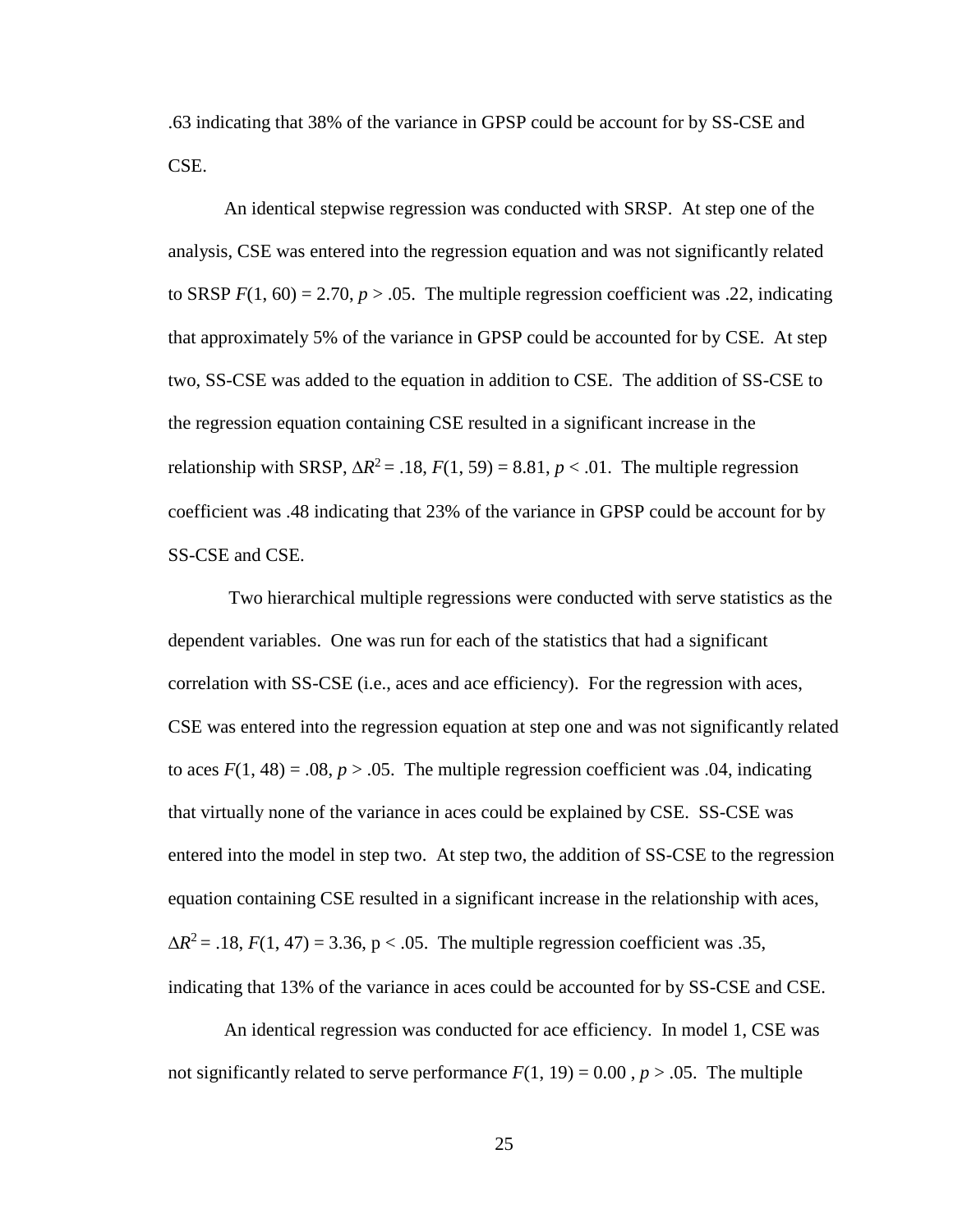.63 indicating that 38% of the variance in GPSP could be account for by SS-CSE and CSE.

An identical stepwise regression was conducted with SRSP. At step one of the analysis, CSE was entered into the regression equation and was not significantly related to SRSP $F(1, 60) = 2.70$, $p > .05$. The multiple regression coefficient was .22, indicating that approximately 5% of the variance in GPSP could be accounted for by CSE. At step two, SS-CSE was added to the equation in addition to CSE. The addition of SS-CSE to the regression equation containing CSE resulted in a significant increase in the relationship with SRSP, $\Delta R^2 = .18$, $F(1, 59) = 8.81$, $p < .01$. The multiple regression coefficient was .48 indicating that 23% of the variance in GPSP could be account for by SS-CSE and CSE.

Two hierarchical multiple regressions were conducted with serve statistics as the dependent variables. One was run for each of the statistics that had a significant correlation with SS-CSE (i.e., aces and ace efficiency). For the regression with aces, CSE was entered into the regression equation at step one and was not significantly related to aces $F(1, 48) = .08$, $p > .05$. The multiple regression coefficient was .04, indicating that virtually none of the variance in aces could be explained by CSE. SS-CSE was entered into the model in step two. At step two, the addition of SS-CSE to the regression equation containing CSE resulted in a significant increase in the relationship with aces, $\Delta R^2 = .18$, $F(1, 47) = 3.36$, $p < .05$. The multiple regression coefficient was .35, indicating that 13% of the variance in aces could be accounted for by SS-CSE and CSE.

An identical regression was conducted for ace efficiency. In model 1, CSE was not significantly related to serve performance $F(1, 19) = 0.00$ , $p > .05$. The multiple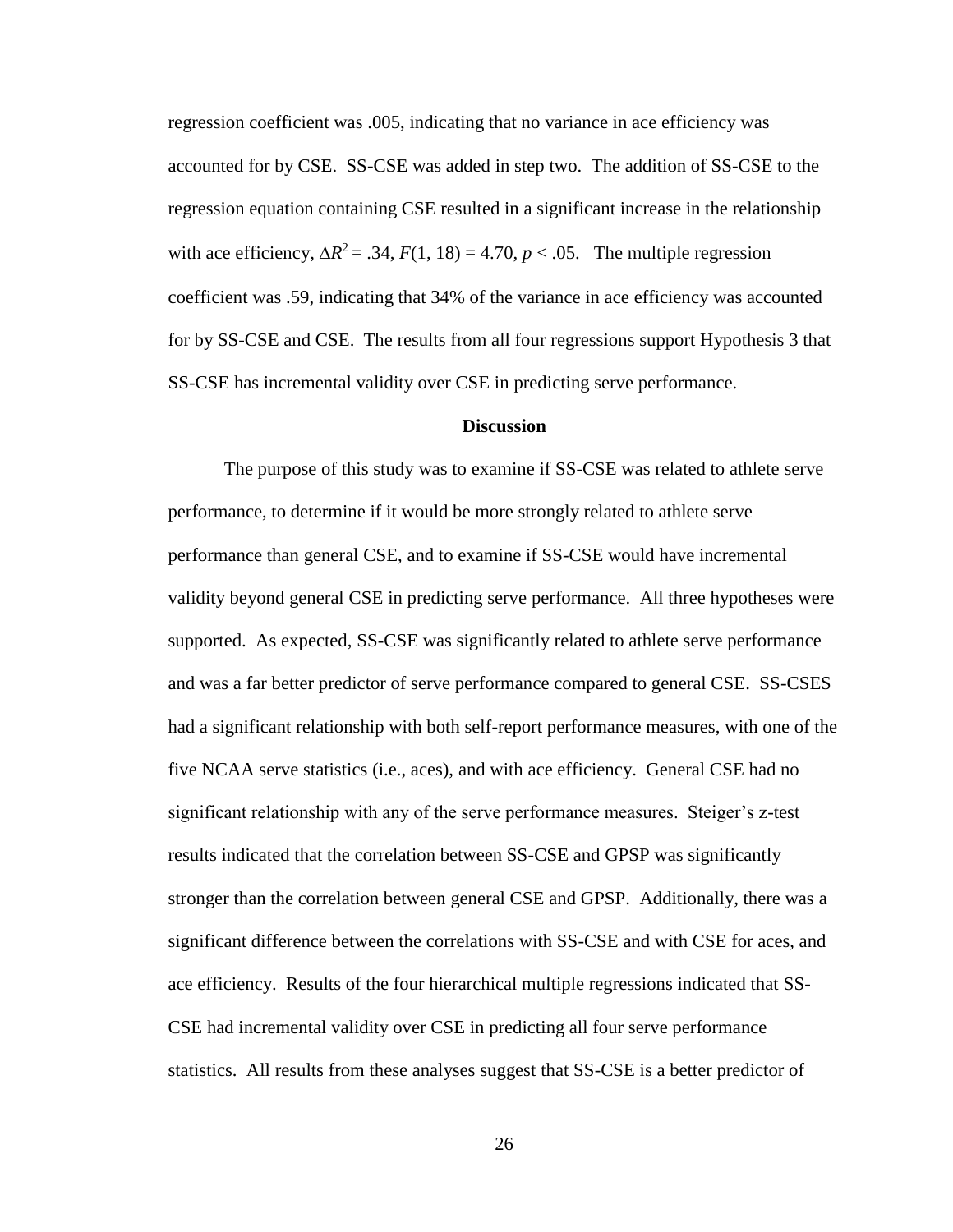regression coefficient was .005, indicating that no variance in ace efficiency was accounted for by CSE. SS-CSE was added in step two. The addition of SS-CSE to the regression equation containing CSE resulted in a significant increase in the relationship with ace efficiency, $\Delta R^2 = .34$, $F(1, 18) = 4.70$, $p < .05$. The multiple regression coefficient was .59, indicating that 34% of the variance in ace efficiency was accounted for by SS-CSE and CSE. The results from all four regressions support Hypothesis 3 that SS-CSE has incremental validity over CSE in predicting serve performance.

## Discussion

The purpose of this study was to examine if SS-CSE was related to athlete serve performance, to determine if it would be more strongly related to athlete serve performance than general CSE, and to examine if SS-CSE would have incremental validity beyond general CSE in predicting serve performance. All three hypotheses were supported. As expected, SS-CSE was significantly related to athlete serve performance and was a far better predictor of serve performance compared to general CSE. SS-CSES had a significant relationship with both self-report performance measures, with one of the five NCAA serve statistics (i.e., aces), and with ace efficiency. General CSE had no significant relationship with any of the serve performance measures. Steiger's *z*-test results indicated that the correlation between SS-CSE and GPSP was significantly stronger than the correlation between general CSE and GPSP. Additionally, there was a significant difference between the correlations with SS-CSE and with CSE for aces, and ace efficiency. Results of the four hierarchical multiple regressions indicated that SS-CSE had incremental validity over CSE in predicting all four serve performance statistics. All results from these analyses suggest that SS-CSE is a better predictor of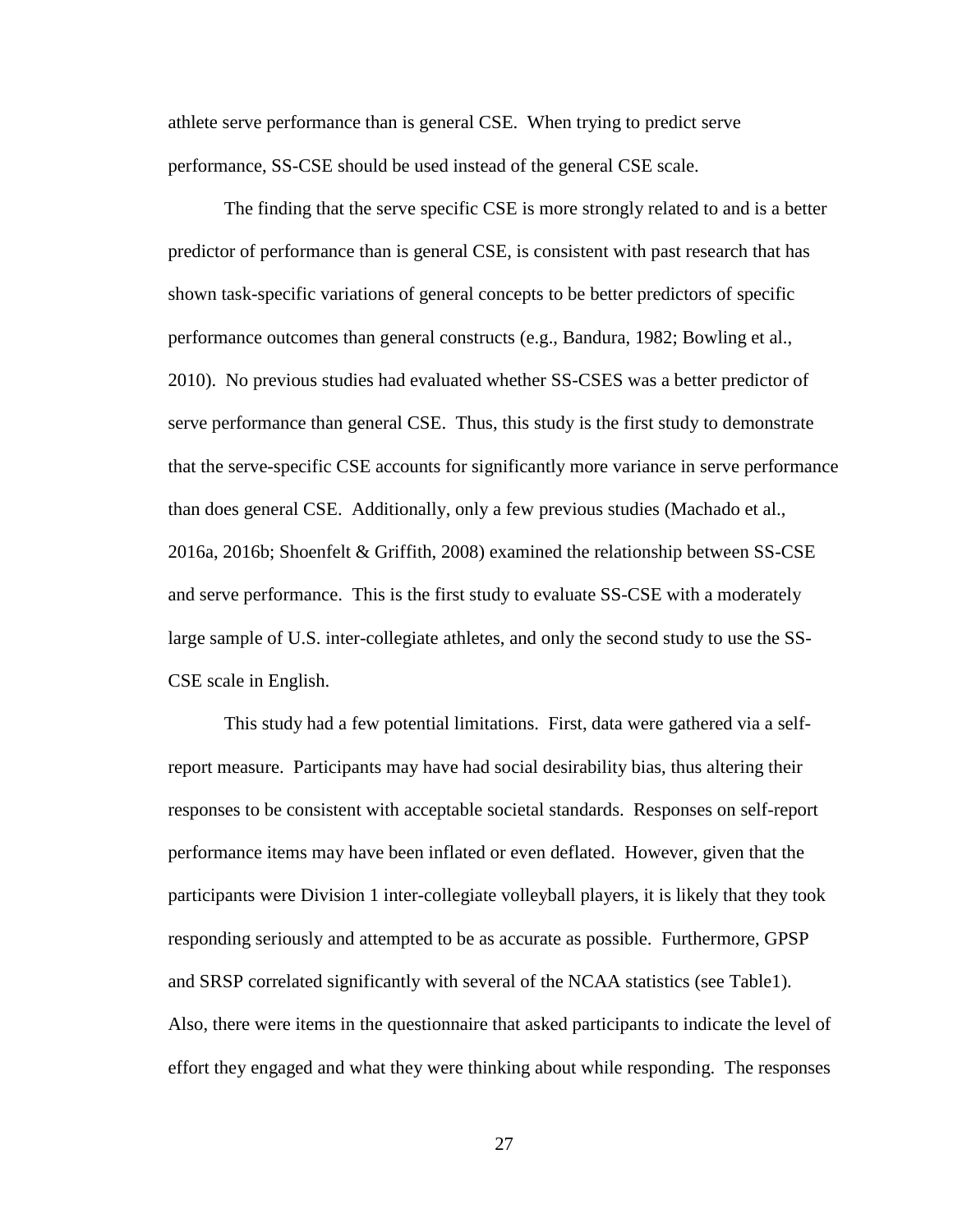athlete serve performance than is general CSE. When trying to predict serve performance, SS-CSE should be used instead of the general CSE scale.

The finding that the serve specific CSE is more strongly related to and is a better predictor of performance than is general CSE, is consistent with past research that has shown task-specific variations of general concepts to be better predictors of specific performance outcomes than general constructs (e.g., Bandura, 1982; Bowling et al., 2010). No previous studies had evaluated whether SS-CSES was a better predictor of serve performance than general CSE. Thus, this study is the first study to demonstrate that the serve-specific CSE accounts for significantly more variance in serve performance than does general CSE. Additionally, only a few previous studies (Machado et al., 2016a, 2016b; Shoenfelt & Griffith, 2008) examined the relationship between SS-CSE and serve performance. This is the first study to evaluate SS-CSE with a moderately large sample of U.S. inter-collegiate athletes, and only the second study to use the SS-CSE scale in English.

This study had a few potential limitations. First, data were gathered via a self-report measure. Participants may have had social desirability bias, thus altering their responses to be consistent with acceptable societal standards. Responses on self-report performance items may have been inflated or even deflated. However, given that the participants were Division 1 inter-collegiate volleyball players, it is likely that they took responding seriously and attempted to be as accurate as possible. Furthermore, GPSP and SRSP correlated significantly with several of the NCAA statistics (see Table1). Also, there were items in the questionnaire that asked participants to indicate the level of effort they engaged and what they were thinking about while responding. The responses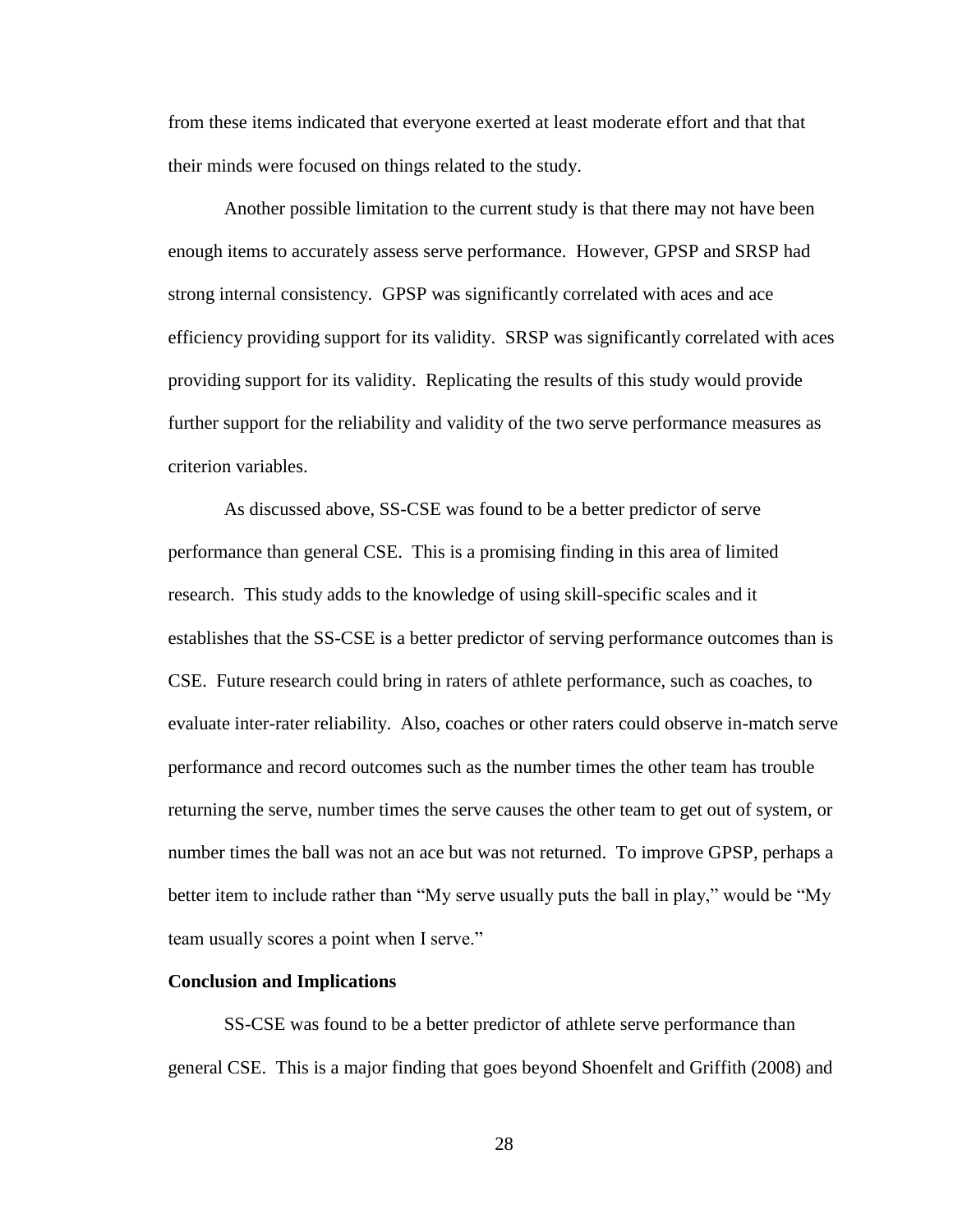from these items indicated that everyone exerted at least moderate effort and that that their minds were focused on things related to the study.

Another possible limitation to the current study is that there may not have been enough items to accurately assess serve performance. However, GPSP and SRSP had strong internal consistency. GPSP was significantly correlated with aces and ace efficiency providing support for its validity. SRSP was significantly correlated with aces providing support for its validity. Replicating the results of this study would provide further support for the reliability and validity of the two serve performance measures as criterion variables.

As discussed above, SS-CSE was found to be a better predictor of serve performance than general CSE. This is a promising finding in this area of limited research. This study adds to the knowledge of using skill-specific scales and it establishes that the SS-CSE is a better predictor of serving performance outcomes than is CSE. Future research could bring in raters of athlete performance, such as coaches, to evaluate inter-rater reliability. Also, coaches or other raters could observe in-match serve performance and record outcomes such as the number times the other team has trouble returning the serve, number times the serve causes the other team to get out of system, or number times the ball was not an ace but was not returned. To improve GPSP, perhaps a better item to include rather than "My serve usually puts the ball in play," would be "My team usually scores a point when I serve."

**Conclusion and Implications**

SS-CSE was found to be a better predictor of athlete serve performance than general CSE. This is a major finding that goes beyond Shoenfelt and Griffith (2008) and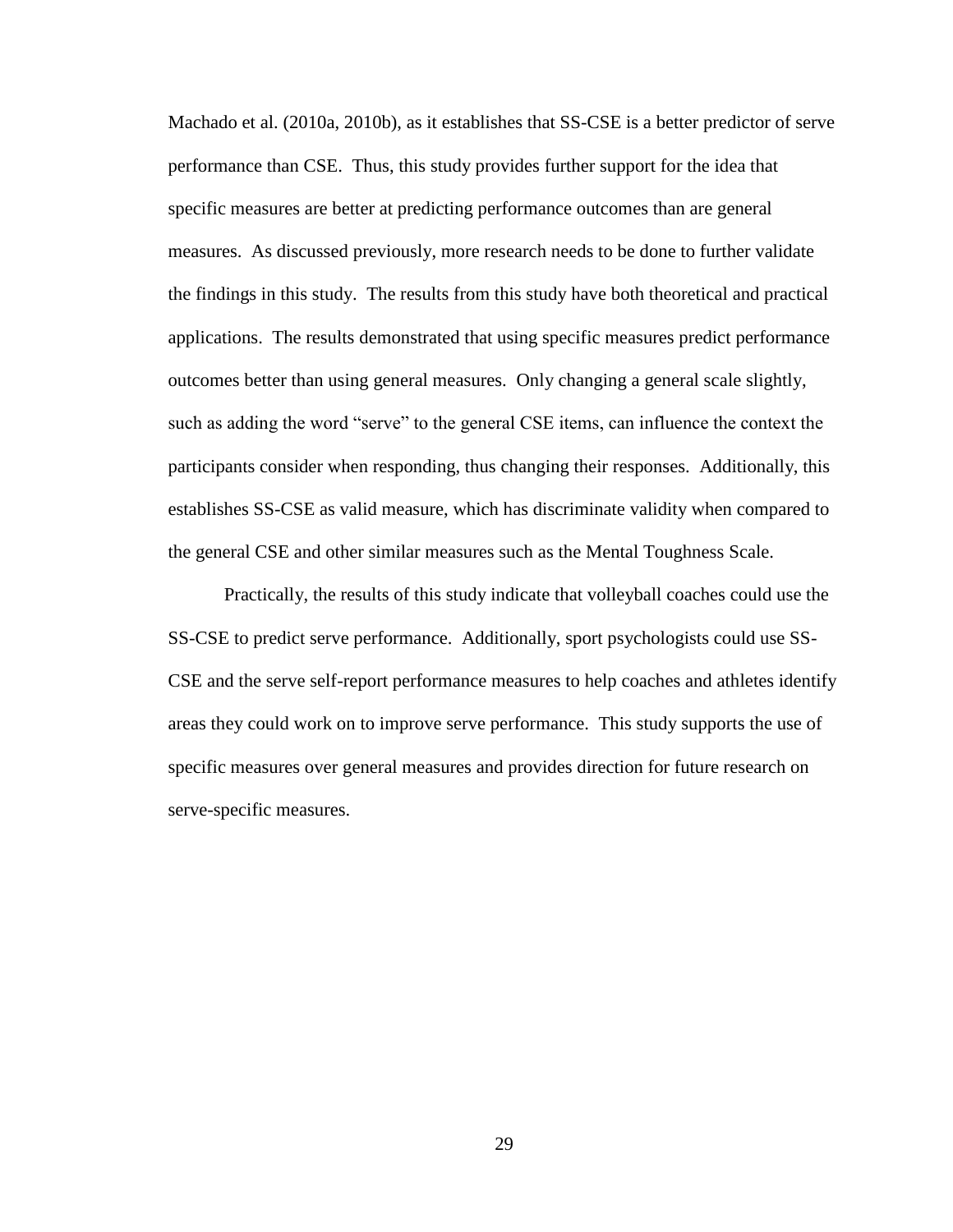Machado et al. (2010a, 2010b), as it establishes that SS-CSE is a better predictor of serve performance than CSE. Thus, this study provides further support for the idea that specific measures are better at predicting performance outcomes than are general measures. As discussed previously, more research needs to be done to further validate the findings in this study. The results from this study have both theoretical and practical applications. The results demonstrated that using specific measures predict performance outcomes better than using general measures. Only changing a general scale slightly, such as adding the word "serve" to the general CSE items, can influence the context the participants consider when responding, thus changing their responses. Additionally, this establishes SS-CSE as valid measure, which has discriminate validity when compared to the general CSE and other similar measures such as the Mental Toughness Scale.

Practically, the results of this study indicate that volleyball coaches could use the SS-CSE to predict serve performance. Additionally, sport psychologists could use SS-CSE and the serve self-report performance measures to help coaches and athletes identify areas they could work on to improve serve performance. This study supports the use of specific measures over general measures and provides direction for future research on serve-specific measures.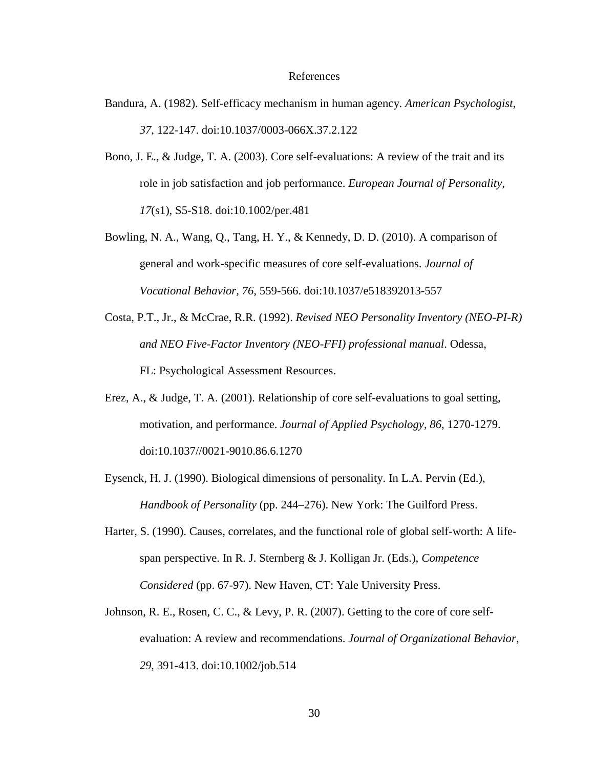# References

Bandura, A. (1982). Self-efficacy mechanism in human agency. *American Psychologist*, *37*, 122-147. doi:10.1037/0003-066X.37.2.122

Bono, J. E., & Judge, T. A. (2003). Core self-evaluations: A review of the trait and its role in job satisfaction and job performance. *European Journal of Personality, 17*(s1), S5-S18. doi:10.1002/per.481

Bowling, N. A., Wang, Q., Tang, H. Y., & Kennedy, D. D. (2010). A comparison of general and work-specific measures of core self-evaluations. *Journal of Vocational Behavior, 76,* 559-566. doi:10.1037/e518392013-557

Costa, P.T., Jr., & McCrae, R.R. (1992). *Revised NEO Personality Inventory (NEO-PI-R) and NEO Five-Factor Inventory (NEO-FFI) professional manual*. Odessa, FL: Psychological Assessment Resources.

Erez, A., & Judge, T. A. (2001). Relationship of core self-evaluations to goal setting, motivation, and performance. *Journal of Applied Psychology*, *86*, 1270-1279. doi:10.1037//0021-9010.86.6.1270

Eysenck, H. J. (1990). Biological dimensions of personality. In L.A. Pervin (Ed.), *Handbook of Personality* (pp. 244–276). New York: The Guilford Press.

Harter, S. (1990). Causes, correlates, and the functional role of global self-worth: A life-span perspective. In R. J. Sternberg & J. Kolligan Jr. (Eds.), *Competence Considered* (pp. 67-97). New Haven, CT: Yale University Press.

Johnson, R. E., Rosen, C. C., & Levy, P. R. (2007). Getting to the core of core self-evaluation: A review and recommendations. *Journal of Organizational Behavior*, *29*, 391-413. doi:10.1002/job.514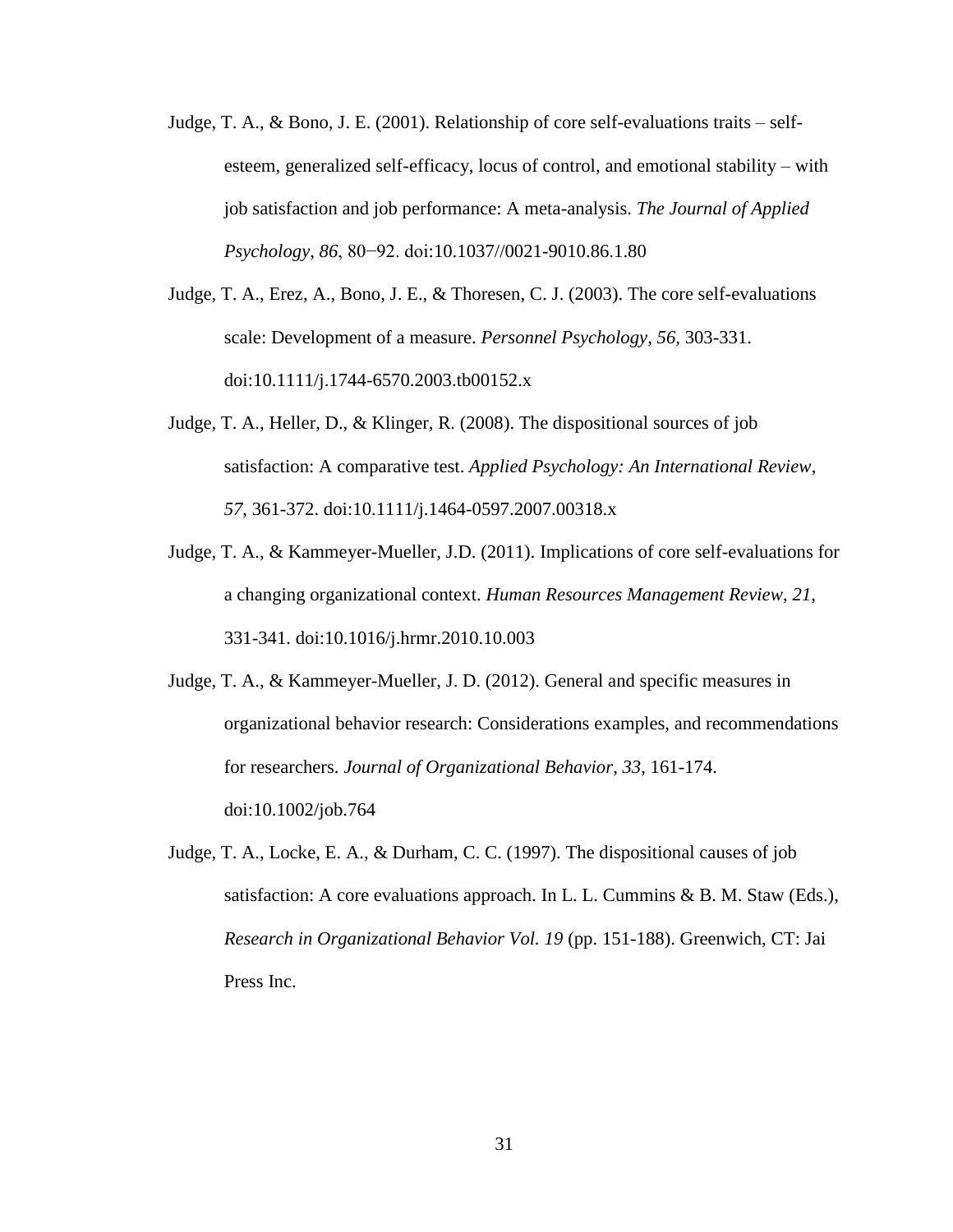Judge, T. A., & Bono, J. E. (2001). Relationship of core self-evaluations traits – self-esteem, generalized self-efficacy, locus of control, and emotional stability – with job satisfaction and job performance: A meta-analysis. *The Journal of Applied Psychology*, *86*, 80−92. doi:10.1037//0021-9010.86.1.80

Judge, T. A., Erez, A., Bono, J. E., & Thoresen, C. J. (2003). The core self-evaluations scale: Development of a measure. *Personnel Psychology*, *56*, 303-331. doi:10.1111/j.1744-6570.2003.tb00152.x

Judge, T. A., Heller, D., & Klinger, R. (2008). The dispositional sources of job satisfaction: A comparative test. *Applied Psychology: An International Review*, *57*, 361-372. doi:10.1111/j.1464-0597.2007.00318.x

Judge, T. A., & Kammeyer-Mueller, J.D. (2011). Implications of core self-evaluations for a changing organizational context. *Human Resources Management Review*, *21*, 331-341. doi:10.1016/j.hrmr.2010.10.003

Judge, T. A., & Kammeyer-Mueller, J. D. (2012). General and specific measures in organizational behavior research: Considerations examples, and recommendations for researchers. *Journal of Organizational Behavior*, *33*, 161-174. doi:10.1002/job.764

Judge, T. A., Locke, E. A., & Durham, C. C. (1997). The dispositional causes of job satisfaction: A core evaluations approach. In L. L. Cummins & B. M. Staw (Eds.), *Research in Organizational Behavior Vol. 19* (pp. 151-188). Greenwich, CT: Jai Press Inc.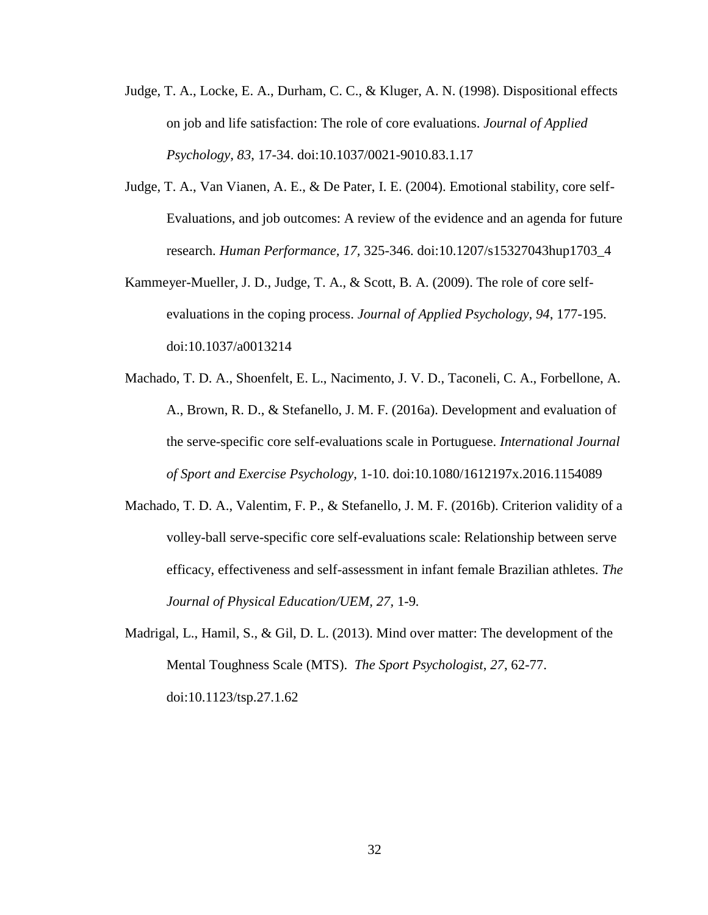Judge, T. A., Locke, E. A., Durham, C. C., & Kluger, A. N. (1998). Dispositional effects on job and life satisfaction: The role of core evaluations. *Journal of Applied Psychology, 83*, 17-34. doi:10.1037/0021-9010.83.1.17

Judge, T. A., Van Vianen, A. E., & De Pater, I. E. (2004). Emotional stability, core self-Evaluations, and job outcomes: A review of the evidence and an agenda for future research. *Human Performance, 17,* 325-346. doi:10.1207/s15327043hup1703_4

Kammeyer-Mueller, J. D., Judge, T. A., & Scott, B. A. (2009). The role of core self-evaluations in the coping process. *Journal of Applied Psychology*, *94*, 177-195. doi:10.1037/a0013214

Machado, T. D. A., Shoenfelt, E. L., Nacimento, J. V. D., Taconeli, C. A., Forbellone, A. A., Brown, R. D., & Stefanello, J. M. F. (2016a). Development and evaluation of the serve-specific core self-evaluations scale in Portuguese. *International Journal of Sport and Exercise Psychology,* 1-10. doi:10.1080/1612197x.2016.1154089

Machado, T. D. A., Valentim, F. P., & Stefanello, J. M. F. (2016b). Criterion validity of a volley-ball serve-specific core self-evaluations scale: Relationship between serve efficacy, effectiveness and self-assessment in infant female Brazilian athletes. *The Journal of Physical Education/UEM, 27*, 1-9.

Madrigal, L., Hamil, S., & Gil, D. L. (2013). Mind over matter: The development of the Mental Toughness Scale (MTS). *The Sport Psychologist*, *27*, 62-77. doi:10.1123/tsp.27.1.62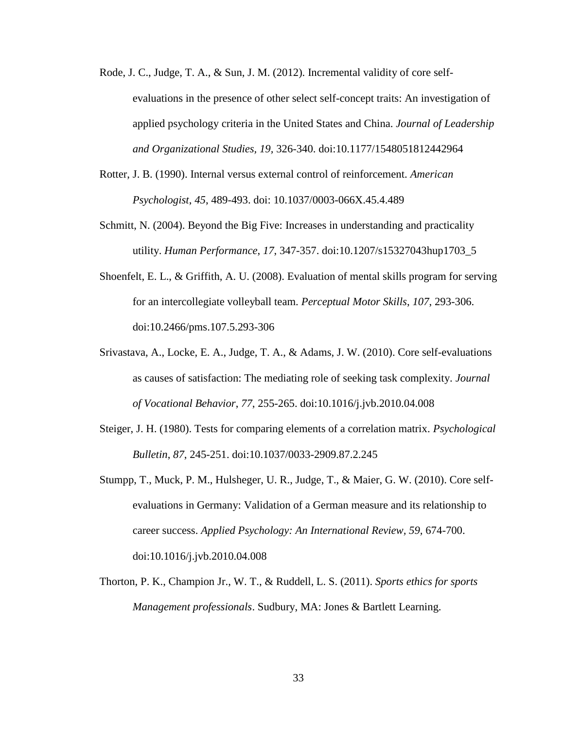Rode, J. C., Judge, T. A., & Sun, J. M. (2012). Incremental validity of core self-evaluations in the presence of other select self-concept traits: An investigation of applied psychology criteria in the United States and China. *Journal of Leadership and Organizational Studies, 19,* 326-340. doi:10.1177/1548051812442964

Rotter, J. B. (1990). Internal versus external control of reinforcement. *American Psychologist*, *45*, 489-493. doi: 10.1037/0003-066X.45.4.489

Schmitt, N. (2004). Beyond the Big Five: Increases in understanding and practicality utility. *Human Performance, 17*, 347-357. doi:10.1207/s15327043hup1703_5

Shoenfelt, E. L., & Griffith, A. U. (2008). Evaluation of mental skills program for serving for an intercollegiate volleyball team. *Perceptual Motor Skills*, *107*, 293-306. doi:10.2466/pms.107.5.293-306

Srivastava, A., Locke, E. A., Judge, T. A., & Adams, J. W. (2010). Core self-evaluations as causes of satisfaction: The mediating role of seeking task complexity. *Journal of Vocational Behavior, 77*, 255-265. doi:10.1016/j.jvb.2010.04.008

Steiger, J. H. (1980). Tests for comparing elements of a correlation matrix. *Psychological Bulletin*, *87*, 245-251. doi:10.1037/0033-2909.87.2.245

Stumpp, T., Muck, P. M., Hulsheger, U. R., Judge, T., & Maier, G. W. (2010). Core self-evaluations in Germany: Validation of a German measure and its relationship to career success. *Applied Psychology: An International Review, 59,* 674-700. doi:10.1016/j.jvb.2010.04.008

Thorton, P. K., Champion Jr., W. T., & Ruddell, L. S. (2011). *Sports ethics for sports Management professionals*. Sudbury, MA: Jones & Bartlett Learning.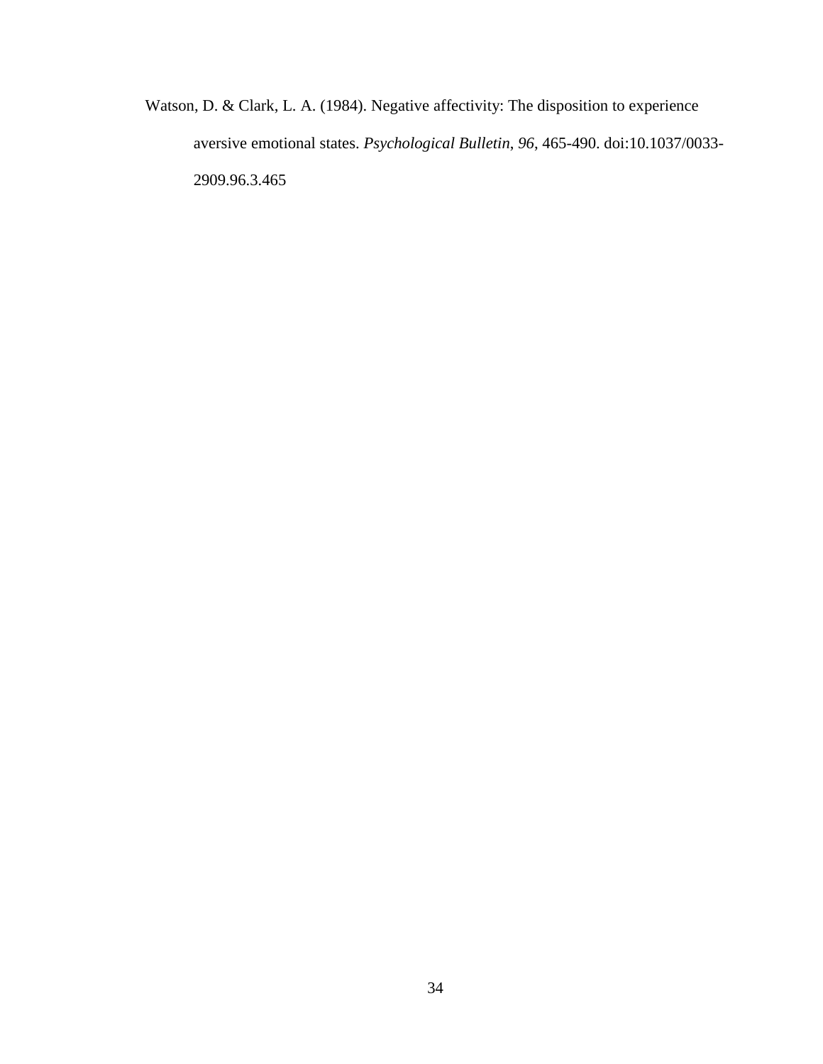Watson, D. & Clark, L. A. (1984). Negative affectivity: The disposition to experience aversive emotional states. *Psychological Bulletin*, *96*, 465-490. doi:10.1037/0033-2909.96.3.465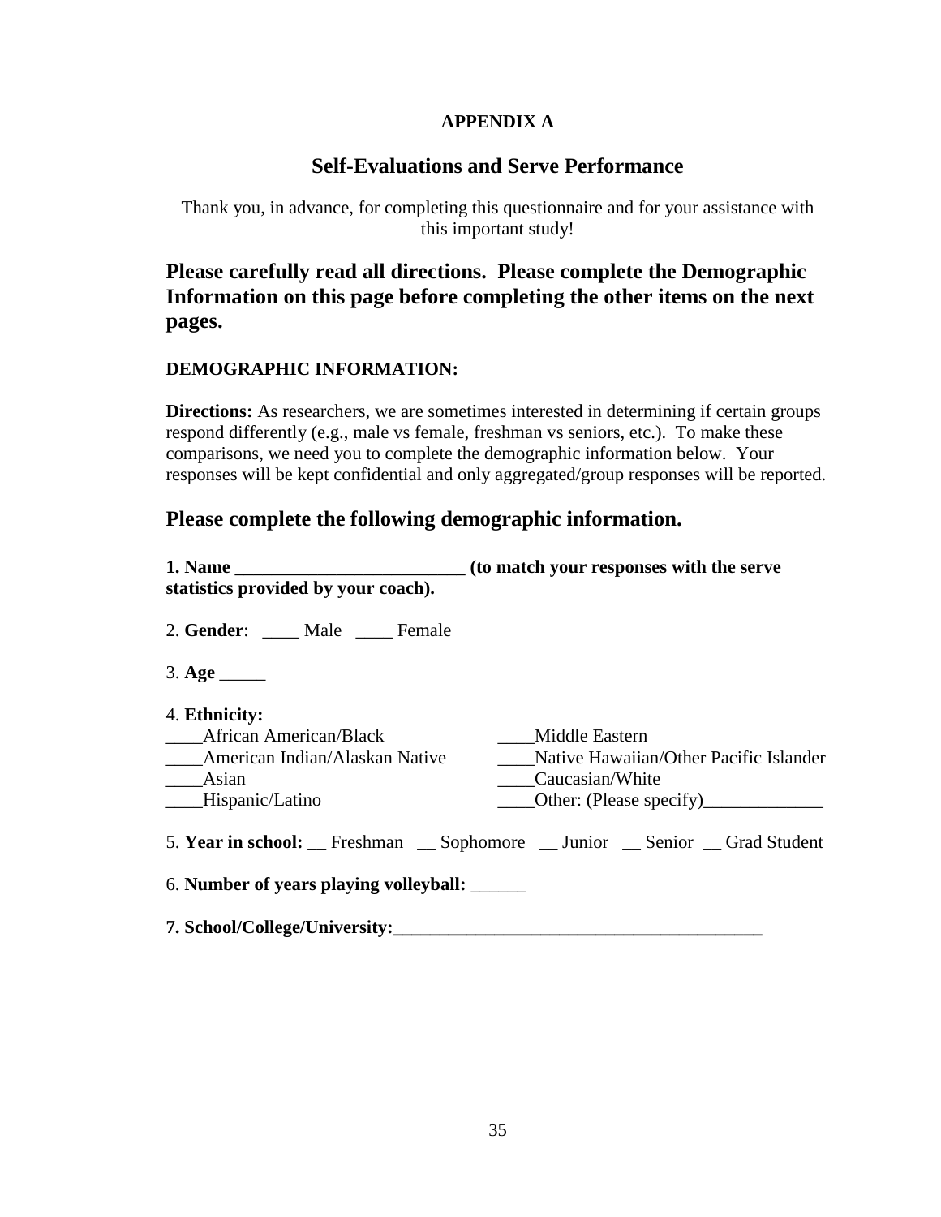**APPENDIX A**

## Self-Evaluations and Serve Performance

Thank you, in advance, for completing this questionnaire and for your assistance with this important study!

### Please carefully read all directions. Please complete the Demographic Information on this page before completing the other items on the next pages.

**DEMOGRAPHIC INFORMATION:**

**Directions:** As researchers, we are sometimes interested in determining if certain groups respond differently (e.g., male vs female, freshman vs seniors, etc.). To make these comparisons, we need you to complete the demographic information below. Your responses will be kept confidential and only aggregated/group responses will be reported.

### Please complete the following demographic information.

**1. Name _________________________ (to match your responses with the serve statistics provided by your coach).**

2. **Gender**: ____ Male ____ Female

3. **Age** _____

4. **Ethnicity:**

____African American/Black
____American Indian/Alaskan Native
____Asian
____Hispanic/Latino
____Middle Eastern
____Native Hawaiian/Other Pacific Islander
____Caucasian/White
____Other: (Please specify)_____________

5. **Year in school:** __ Freshman __ Sophomore __ Junior __ Senior __ Grad Student

6. **Number of years playing volleyball:** ______

**7. School/College/University:________________________________________**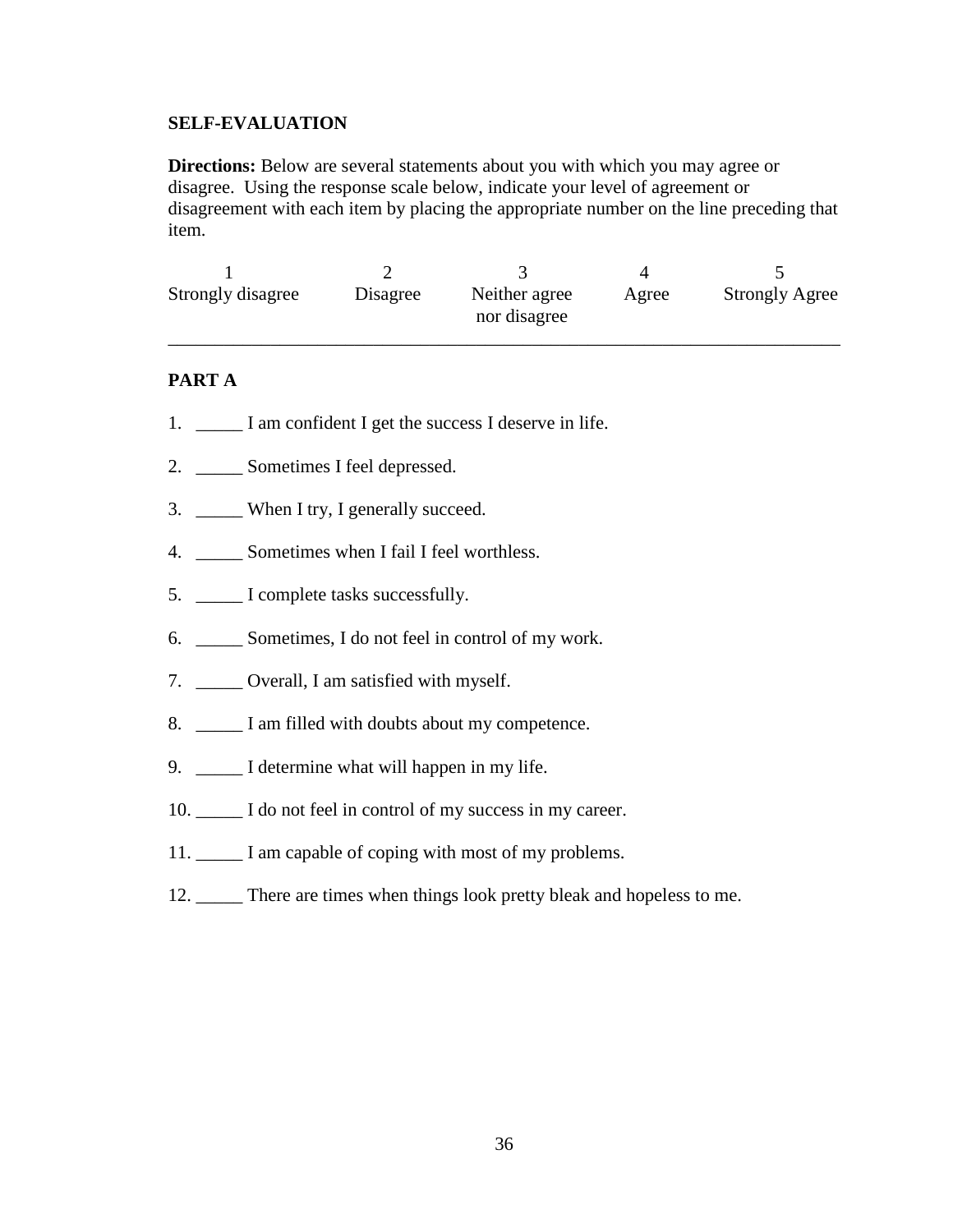**SELF-EVALUATION**

**Directions:** Below are several statements about you with which you may agree or disagree. Using the response scale below, indicate your level of agreement or disagreement with each item by placing the appropriate number on the line preceding that item.

| 1 | 2 | 3 | 4 | 5 |
|---|---|---|---|---|
| Strongly disagree | Disagree | Neither agree nor disagree | Agree | Strongly Agree |

---

**PART A**

1. _____ I am confident I get the success I deserve in life.
2. _____ Sometimes I feel depressed.
3. _____ When I try, I generally succeed.
4. _____ Sometimes when I fail I feel worthless.
5. _____ I complete tasks successfully.
6. _____ Sometimes, I do not feel in control of my work.
7. _____ Overall, I am satisfied with myself.
8. _____ I am filled with doubts about my competence.
9. _____ I determine what will happen in my life.
10. _____ I do not feel in control of my success in my career.
11. _____ I am capable of coping with most of my problems.
12. _____ There are times when things look pretty bleak and hopeless to me.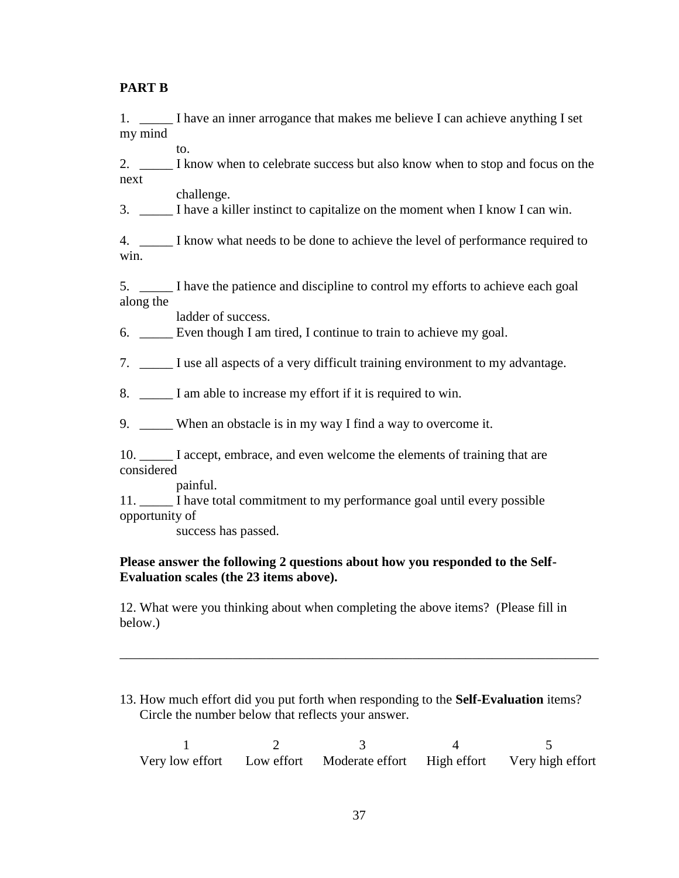**PART B**

1. _____ I have an inner arrogance that makes me believe I can achieve anything I set my mind to.
2. _____ I know when to celebrate success but also know when to stop and focus on the next challenge.
3. _____ I have a killer instinct to capitalize on the moment when I know I can win.
4. _____ I know what needs to be done to achieve the level of performance required to win.
5. _____ I have the patience and discipline to control my efforts to achieve each goal along the ladder of success.
6. _____ Even though I am tired, I continue to train to achieve my goal.
7. _____ I use all aspects of a very difficult training environment to my advantage.
8. _____ I am able to increase my effort if it is required to win.
9. _____ When an obstacle is in my way I find a way to overcome it.
10. _____ I accept, embrace, and even welcome the elements of training that are considered painful.
11. _____ I have total commitment to my performance goal until every possible opportunity of success has passed.

**Please answer the following 2 questions about how you responded to the Self-Evaluation scales (the 23 items above).**

12. What were you thinking about when completing the above items? (Please fill in below.)

_____________________________________________________________________________

13. How much effort did you put forth when responding to the **Self-Evaluation** items? Circle the number below that reflects your answer.

| 1 | 2 | 3 | 4 | 5 |
|---|---|---|---|---|
| Very low effort | Low effort | Moderate effort | High effort | Very high effort |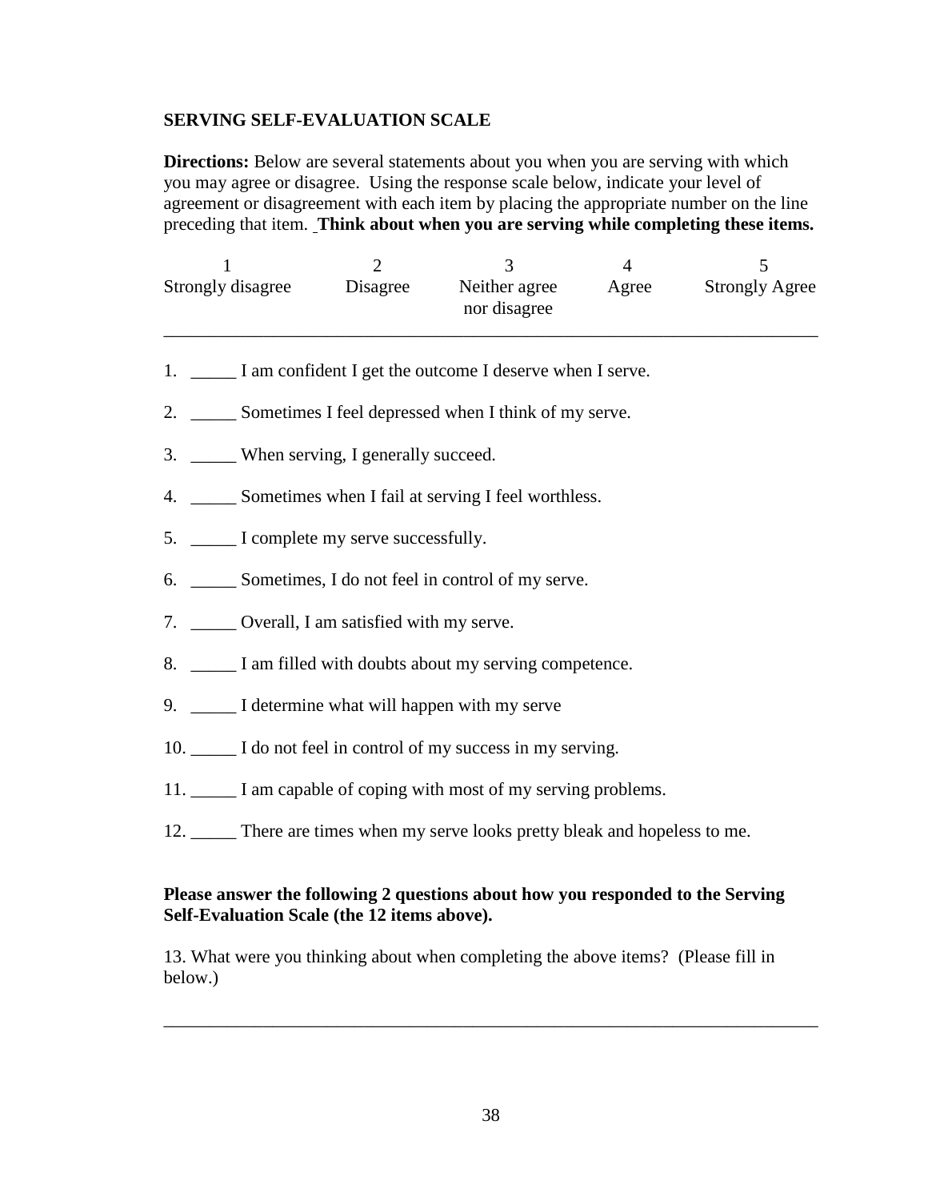**SERVING SELF-EVALUATION SCALE**

**Directions:** Below are several statements about you when you are serving with which you may agree or disagree. Using the response scale below, indicate your level of agreement or disagreement with each item by placing the appropriate number on the line preceding that item. **Think about when you are serving while completing these items.**

| 1 | 2 | 3 | 4 | 5 |
|---|---|---|---|---|
| Strongly disagree | Disagree | Neither agree nor disagree | Agree | Strongly Agree |

1. _____ I am confident I get the outcome I deserve when I serve.
2. _____ Sometimes I feel depressed when I think of my serve.
3. _____ When serving, I generally succeed.
4. _____ Sometimes when I fail at serving I feel worthless.
5. _____ I complete my serve successfully.
6. _____ Sometimes, I do not feel in control of my serve.
7. _____ Overall, I am satisfied with my serve.
8. _____ I am filled with doubts about my serving competence.
9. _____ I determine what will happen with my serve
10. _____ I do not feel in control of my success in my serving.
11. _____ I am capable of coping with most of my serving problems.
12. _____ There are times when my serve looks pretty bleak and hopeless to me.

**Please answer the following 2 questions about how you responded to the Serving Self-Evaluation Scale (the 12 items above).**

13. What were you thinking about when completing the above items? (Please fill in below.)

_______________________________________________________________________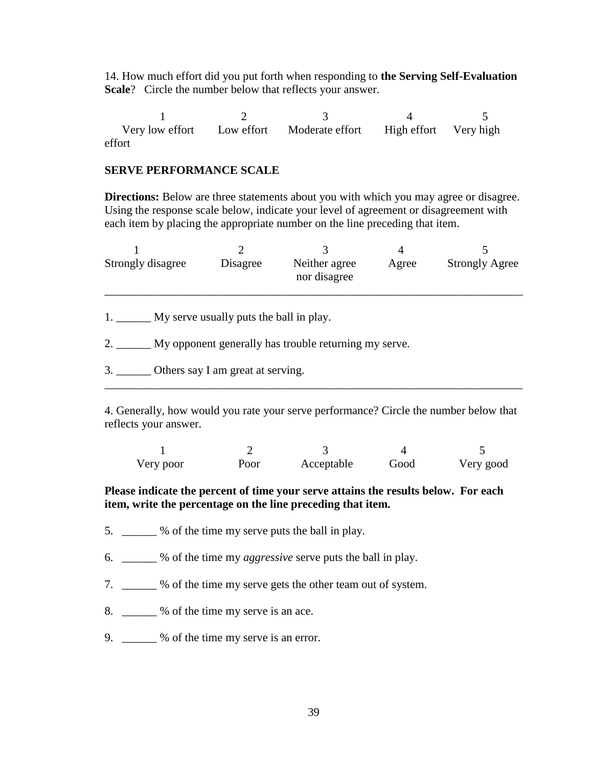14. How much effort did you put forth when responding to **the Serving Self-Evaluation Scale**? Circle the number below that reflects your answer.

| 1 | 2 | 3 | 4 | 5 |
|---|---|---|---|---|
| Very low effort | Low effort | Moderate effort | High effort | Very high effort |

**SERVE PERFORMANCE SCALE**

**Directions:** Below are three statements about you with which you may agree or disagree. Using the response scale below, indicate your level of agreement or disagreement with each item by placing the appropriate number on the line preceding that item.

| 1 | 2 | 3 | 4 | 5 |
|---|---|---|---|---|
| Strongly disagree | Disagree | Neither agree nor disagree | Agree | Strongly Agree |

1. ______ My serve usually puts the ball in play.

2. ______ My opponent generally has trouble returning my serve.

3. ______ Others say I am great at serving.

4. Generally, how would you rate your serve performance? Circle the number below that reflects your answer.

| 1 | 2 | 3 | 4 | 5 |
|---|---|---|---|---|
| Very poor | Poor | Acceptable | Good | Very good |

**Please indicate the percent of time your serve attains the results below. For each item, write the percentage on the line preceding that item.**

5. ______ % of the time my serve puts the ball in play.

6. ______ % of the time my *aggressive* serve puts the ball in play.

7. ______ % of the time my serve gets the other team out of system.

8. ______ % of the time my serve is an ace.

9. ______ % of the time my serve is an error.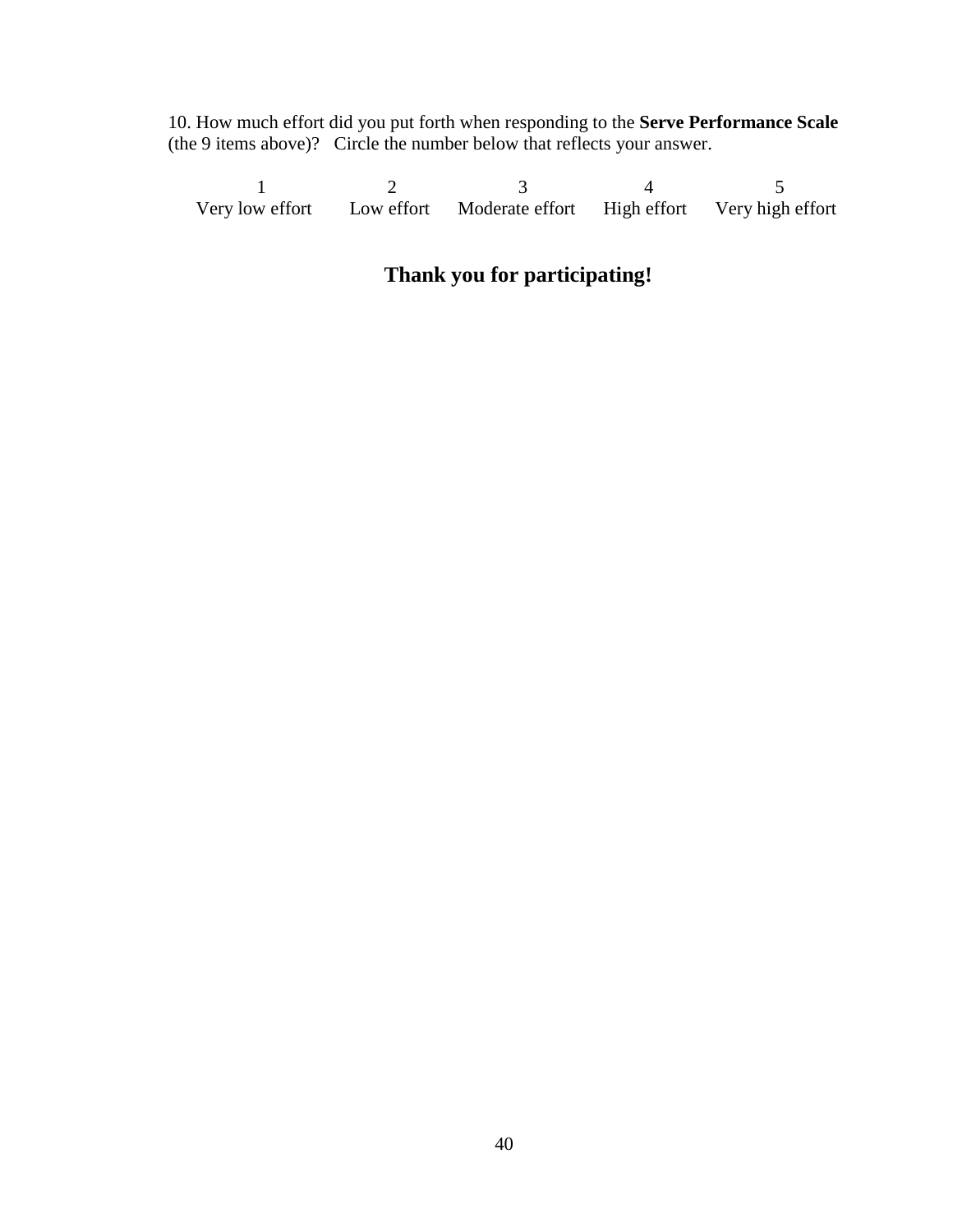10. How much effort did you put forth when responding to the **Serve Performance Scale** (the 9 items above)? Circle the number below that reflects your answer.

| 1 | 2 | 3 | 4 | 5 |
|---|---|---|---|---|
| Very low effort | Low effort | Moderate effort | High effort | Very high effort |

## Thank you for participating!